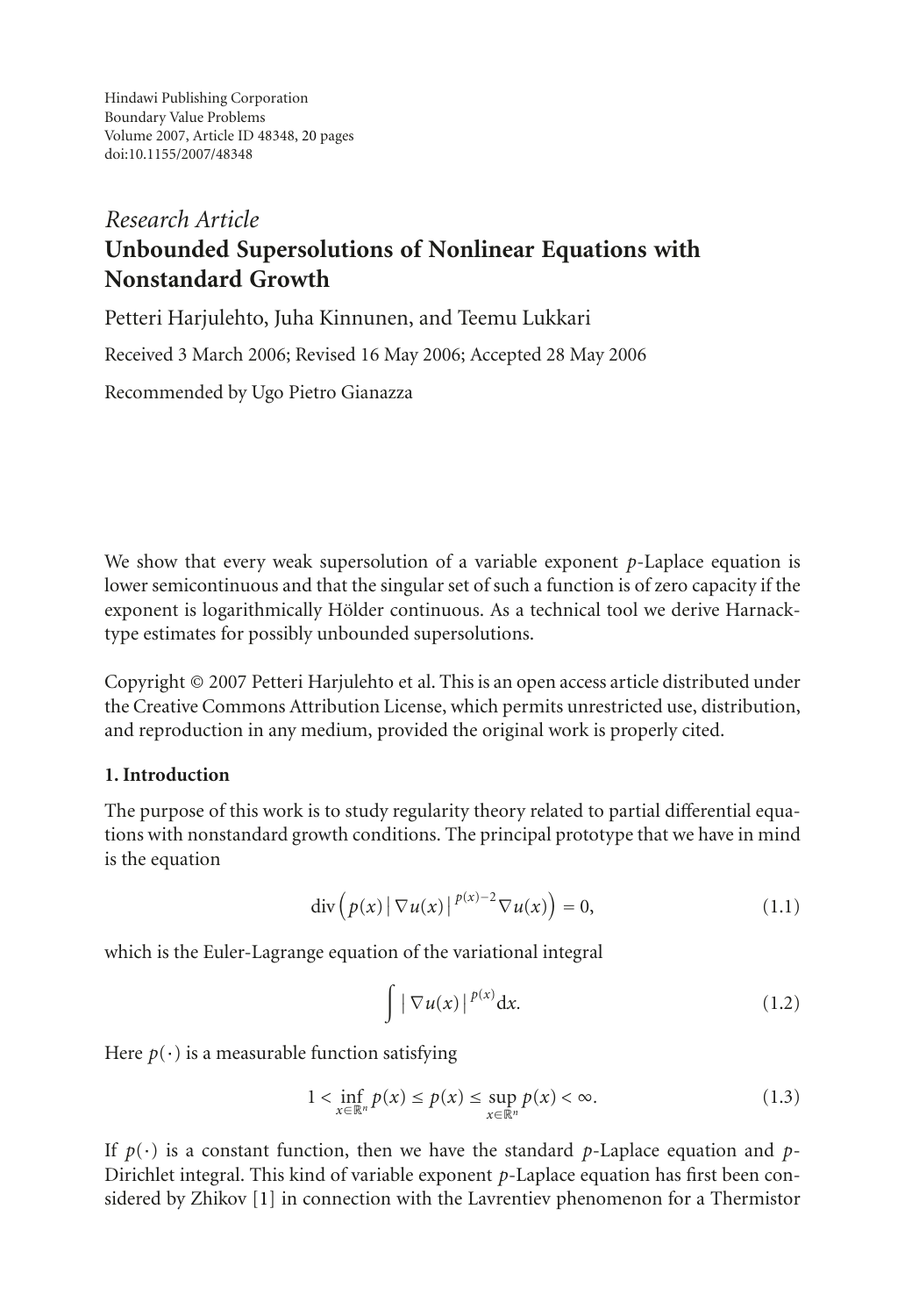Hindawi Publishing Corporation
Boundary Value Problems
Volume 2007, Article ID 48348, 20 pages
doi:10.1155/2007/48348

*Research Article*

# Unbounded Supersolutions of Nonlinear Equations with Nonstandard Growth

Petteri Harjulehto, Juha Kinnunen, and Teemu Lukkari

Received 3 March 2006; Revised 16 May 2006; Accepted 28 May 2006

Recommended by Ugo Pietro Gianazza

We show that every weak supersolution of a variable exponent $p$-Laplace equation is lower semicontinuous and that the singular set of such a function is of zero capacity if the exponent is logarithmically Hölder continuous. As a technical tool we derive Harnack-type estimates for possibly unbounded supersolutions.

Copyright © 2007 Petteri Harjulehto et al. This is an open access article distributed under the Creative Commons Attribution License, which permits unrestricted use, distribution, and reproduction in any medium, provided the original work is properly cited.

## 1. Introduction

The purpose of this work is to study regularity theory related to partial differential equations with nonstandard growth conditions. The principal prototype that we have in mind is the equation

$$\operatorname{div}\left(p(x)\,|\nabla u(x)|^{p(x)-2}\nabla u(x)\right) = 0, \tag{1.1}$$

which is the Euler-Lagrange equation of the variational integral

$$\int |\nabla u(x)|^{p(x)}\mathrm{d}x. \tag{1.2}$$

Here $p(\cdot)$ is a measurable function satisfying

$$1 < \inf_{x\in\mathbb{R}^n} p(x) \le p(x) \le \sup_{x\in\mathbb{R}^n} p(x) < \infty. \tag{1.3}$$

If $p(\cdot)$ is a constant function, then we have the standard $p$-Laplace equation and $p$-Dirichlet integral. This kind of variable exponent $p$-Laplace equation has first been considered by Zhikov [1] in connection with the Lavrentiev phenomenon for a Thermistor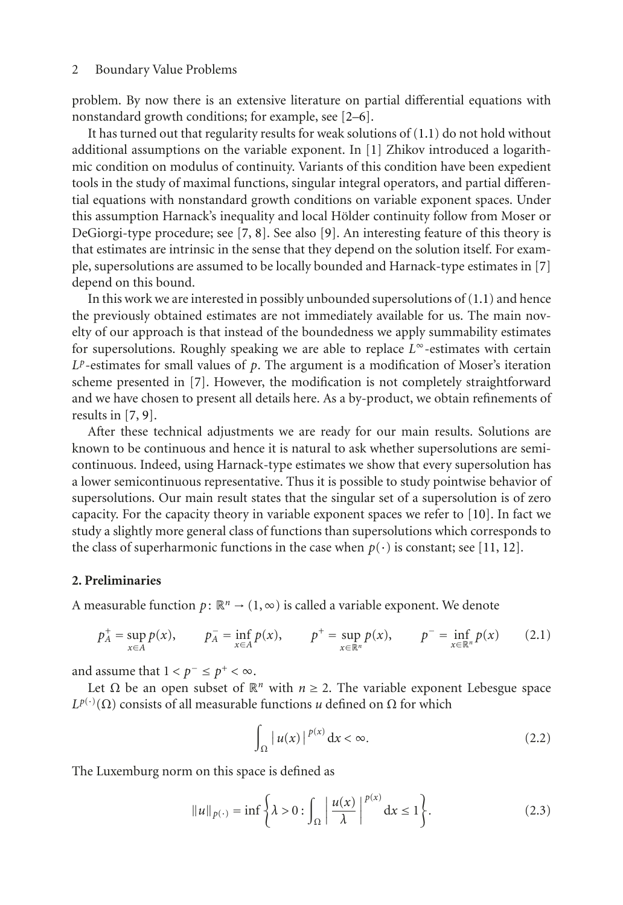problem. By now there is an extensive literature on partial differential equations with nonstandard growth conditions; for example, see [2–6].

It has turned out that regularity results for weak solutions of (1.1) do not hold without additional assumptions on the variable exponent. In [1] Zhikov introduced a logarithmic condition on modulus of continuity. Variants of this condition have been expedient tools in the study of maximal functions, singular integral operators, and partial differential equations with nonstandard growth conditions on variable exponent spaces. Under this assumption Harnack's inequality and local Hölder continuity follow from Moser or DeGiorgi-type procedure; see [7, 8]. See also [9]. An interesting feature of this theory is that estimates are intrinsic in the sense that they depend on the solution itself. For example, supersolutions are assumed to be locally bounded and Harnack-type estimates in [7] depend on this bound.

In this work we are interested in possibly unbounded supersolutions of (1.1) and hence the previously obtained estimates are not immediately available for us. The main novelty of our approach is that instead of the boundedness we apply summability estimates for supersolutions. Roughly speaking we are able to replace $L^\infty$-estimates with certain $L^p$-estimates for small values of $p$. The argument is a modification of Moser's iteration scheme presented in [7]. However, the modification is not completely straightforward and we have chosen to present all details here. As a by-product, we obtain refinements of results in [7, 9].

After these technical adjustments we are ready for our main results. Solutions are known to be continuous and hence it is natural to ask whether supersolutions are semicontinuous. Indeed, using Harnack-type estimates we show that every supersolution has a lower semicontinuous representative. Thus it is possible to study pointwise behavior of supersolutions. Our main result states that the singular set of a supersolution is of zero capacity. For the capacity theory in variable exponent spaces we refer to [10]. In fact we study a slightly more general class of functions than supersolutions which corresponds to the class of superharmonic functions in the case when $p(\cdot)$ is constant; see [11, 12].

## 2. Preliminaries

A measurable function $p\colon \mathbb{R}^n \to (1,\infty)$ is called a variable exponent. We denote

$$p_A^+ = \sup_{x\in A} p(x), \qquad p_A^- = \inf_{x\in A} p(x), \qquad p^+ = \sup_{x\in \mathbb{R}^n} p(x), \qquad p^- = \inf_{x\in \mathbb{R}^n} p(x) \tag{2.1}$$

and assume that $1 < p^- \le p^+ < \infty$.

Let $\Omega$ be an open subset of $\mathbb{R}^n$ with $n \ge 2$. The variable exponent Lebesgue space $L^{p(\cdot)}(\Omega)$ consists of all measurable functions $u$ defined on $\Omega$ for which

$$\int_\Omega |u(x)|^{p(x)}\,\mathrm{d}x < \infty. \tag{2.2}$$

The Luxemburg norm on this space is defined as

$$\|u\|_{p(\cdot)} = \inf\left\{\lambda > 0 : \int_\Omega \left|\frac{u(x)}{\lambda}\right|^{p(x)} \mathrm{d}x \le 1\right\}. \tag{2.3}$$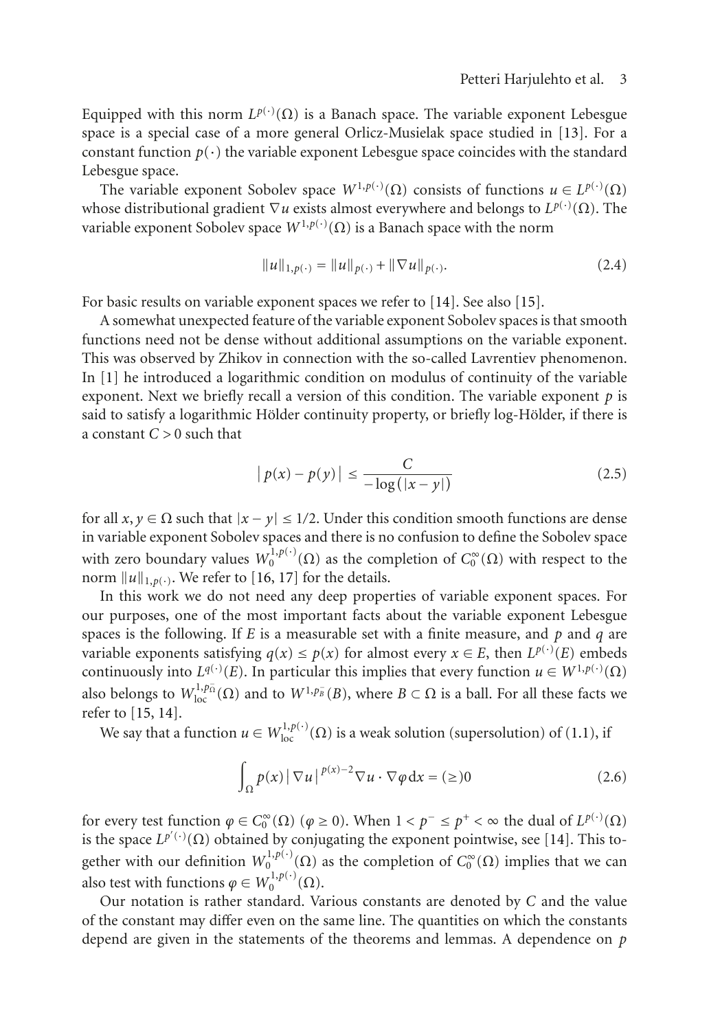Equipped with this norm $L^{p(\cdot)}(\Omega)$ is a Banach space. The variable exponent Lebesgue space is a special case of a more general Orlicz-Musielak space studied in [13]. For a constant function $p(\cdot)$ the variable exponent Lebesgue space coincides with the standard Lebesgue space.

The variable exponent Sobolev space $W^{1,p(\cdot)}(\Omega)$ consists of functions $u \in L^{p(\cdot)}(\Omega)$ whose distributional gradient $\nabla u$ exists almost everywhere and belongs to $L^{p(\cdot)}(\Omega)$. The variable exponent Sobolev space $W^{1,p(\cdot)}(\Omega)$ is a Banach space with the norm

$$\|u\|_{1,p(\cdot)} = \|u\|_{p(\cdot)} + \|\nabla u\|_{p(\cdot)}. \tag{2.4}$$

For basic results on variable exponent spaces we refer to [14]. See also [15].

A somewhat unexpected feature of the variable exponent Sobolev spaces is that smooth functions need not be dense without additional assumptions on the variable exponent. This was observed by Zhikov in connection with the so-called Lavrentiev phenomenon. In [1] he introduced a logarithmic condition on modulus of continuity of the variable exponent. Next we briefly recall a version of this condition. The variable exponent $p$ is said to satisfy a logarithmic Hölder continuity property, or briefly log-Hölder, if there is a constant $C > 0$ such that

$$|p(x) - p(y)| \leq \frac{C}{-\log(|x-y|)} \tag{2.5}$$

for all $x, y \in \Omega$ such that $|x - y| \leq 1/2$. Under this condition smooth functions are dense in variable exponent Sobolev spaces and there is no confusion to define the Sobolev space with zero boundary values $W_0^{1,p(\cdot)}(\Omega)$ as the completion of $C_0^\infty(\Omega)$ with respect to the norm $\|u\|_{1,p(\cdot)}$. We refer to [16, 17] for the details.

In this work we do not need any deep properties of variable exponent spaces. For our purposes, one of the most important facts about the variable exponent Lebesgue spaces is the following. If $E$ is a measurable set with a finite measure, and $p$ and $q$ are variable exponents satisfying $q(x) \leq p(x)$ for almost every $x \in E$, then $L^{p(\cdot)}(E)$ embeds continuously into $L^{q(\cdot)}(E)$. In particular this implies that every function $u \in W^{1,p(\cdot)}(\Omega)$ also belongs to $W_{\text{loc}}^{1,p_\Omega^-}(\Omega)$ and to $W^{1,p_B^-}(B)$, where $B \subset \Omega$ is a ball. For all these facts we refer to [15, 14].

We say that a function $u \in W_{\text{loc}}^{1,p(\cdot)}(\Omega)$ is a weak solution (supersolution) of (1.1), if

$$\int_\Omega p(x)|\nabla u|^{p(x)-2}\nabla u \cdot \nabla \varphi \, dx = (\geq) 0 \tag{2.6}$$

for every test function $\varphi \in C_0^\infty(\Omega)$ ($\varphi \geq 0$). When $1 < p^- \leq p^+ < \infty$ the dual of $L^{p(\cdot)}(\Omega)$ is the space $L^{p'(\cdot)}(\Omega)$ obtained by conjugating the exponent pointwise, see [14]. This together with our definition $W_0^{1,p(\cdot)}(\Omega)$ as the completion of $C_0^\infty(\Omega)$ implies that we can also test with functions $\varphi \in W_0^{1,p(\cdot)}(\Omega)$.

Our notation is rather standard. Various constants are denoted by $C$ and the value of the constant may differ even on the same line. The quantities on which the constants depend are given in the statements of the theorems and lemmas. A dependence on $p$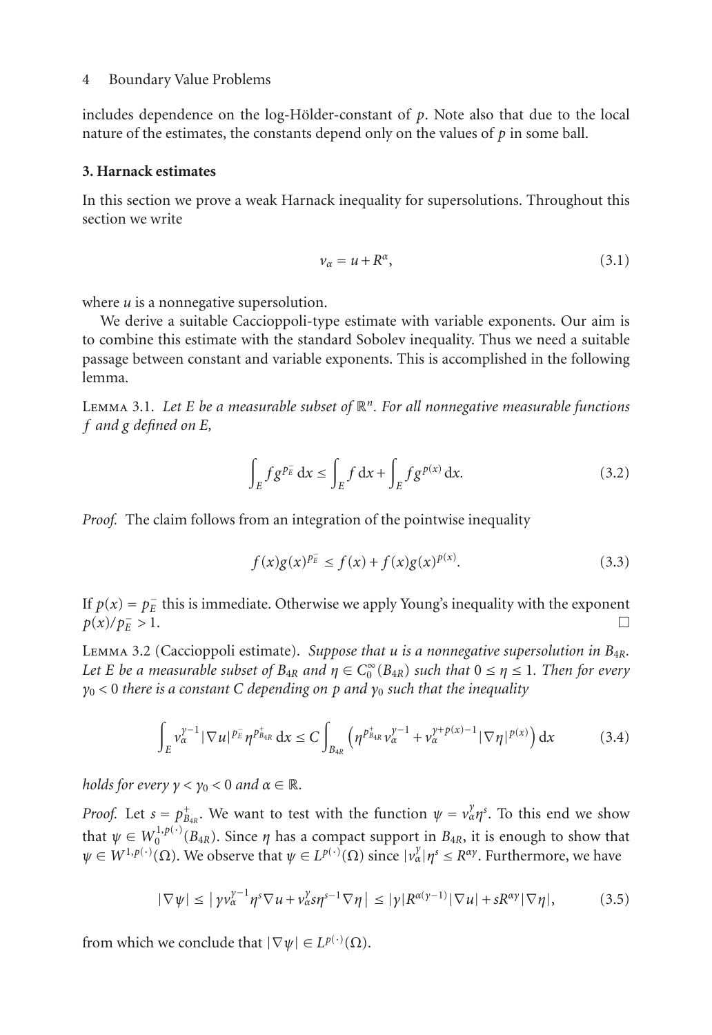includes dependence on the log-Hölder-constant of $p$. Note also that due to the local nature of the estimates, the constants depend only on the values of $p$ in some ball.

## 3. Harnack estimates

In this section we prove a weak Harnack inequality for supersolutions. Throughout this section we write

$$v_\alpha = u + R^\alpha, \tag{3.1}$$

where $u$ is a nonnegative supersolution.

We derive a suitable Caccioppoli-type estimate with variable exponents. Our aim is to combine this estimate with the standard Sobolev inequality. Thus we need a suitable passage between constant and variable exponents. This is accomplished in the following lemma.

**Lemma 3.1.** *Let $E$ be a measurable subset of $\mathbb{R}^n$. For all nonnegative measurable functions $f$ and $g$ defined on $E$,*

$$\int_E f g^{p_E^-}\,dx \le \int_E f\,dx + \int_E f g^{p(x)}\,dx. \tag{3.2}$$

*Proof.* The claim follows from an integration of the pointwise inequality

$$f(x)g(x)^{p_E^-} \le f(x) + f(x)g(x)^{p(x)}. \tag{3.3}$$

If $p(x) = p_E^-$ this is immediate. Otherwise we apply Young's inequality with the exponent $p(x)/p_E^- > 1$. □

**Lemma 3.2** (Caccioppoli estimate). *Suppose that $u$ is a nonnegative supersolution in $B_{4R}$. Let $E$ be a measurable subset of $B_{4R}$ and $\eta \in C_0^\infty(B_{4R})$ such that $0 \le \eta \le 1$. Then for every $\gamma_0 < 0$ there is a constant $C$ depending on $p$ and $\gamma_0$ such that the inequality*

$$\int_E v_\alpha^{\gamma-1} |\nabla u|^{p_E^-} \eta^{p_{B_{4R}}^+}\,dx \le C \int_{B_{4R}} \left( \eta^{p_{B_{4R}}^+} v_\alpha^{\gamma-1} + v_\alpha^{\gamma+p(x)-1} |\nabla \eta|^{p(x)} \right) dx \tag{3.4}$$

*holds for every $\gamma < \gamma_0 < 0$ and $\alpha \in \mathbb{R}$.*

*Proof.* Let $s = p_{B_{4R}}^+$. We want to test with the function $\psi = v_\alpha^\gamma \eta^s$. To this end we show that $\psi \in W_0^{1,p(\cdot)}(B_{4R})$. Since $\eta$ has a compact support in $B_{4R}$, it is enough to show that $\psi \in W^{1,p(\cdot)}(\Omega)$. We observe that $\psi \in L^{p(\cdot)}(\Omega)$ since $|v_\alpha^\gamma|\eta^s \le R^{\alpha\gamma}$. Furthermore, we have

$$|\nabla \psi| \le \left| \gamma v_\alpha^{\gamma-1} \eta^s \nabla u + v_\alpha^\gamma s \eta^{s-1} \nabla \eta \right| \le |\gamma| R^{\alpha(\gamma-1)} |\nabla u| + s R^{\alpha\gamma} |\nabla \eta|, \tag{3.5}$$

from which we conclude that $|\nabla \psi| \in L^{p(\cdot)}(\Omega)$.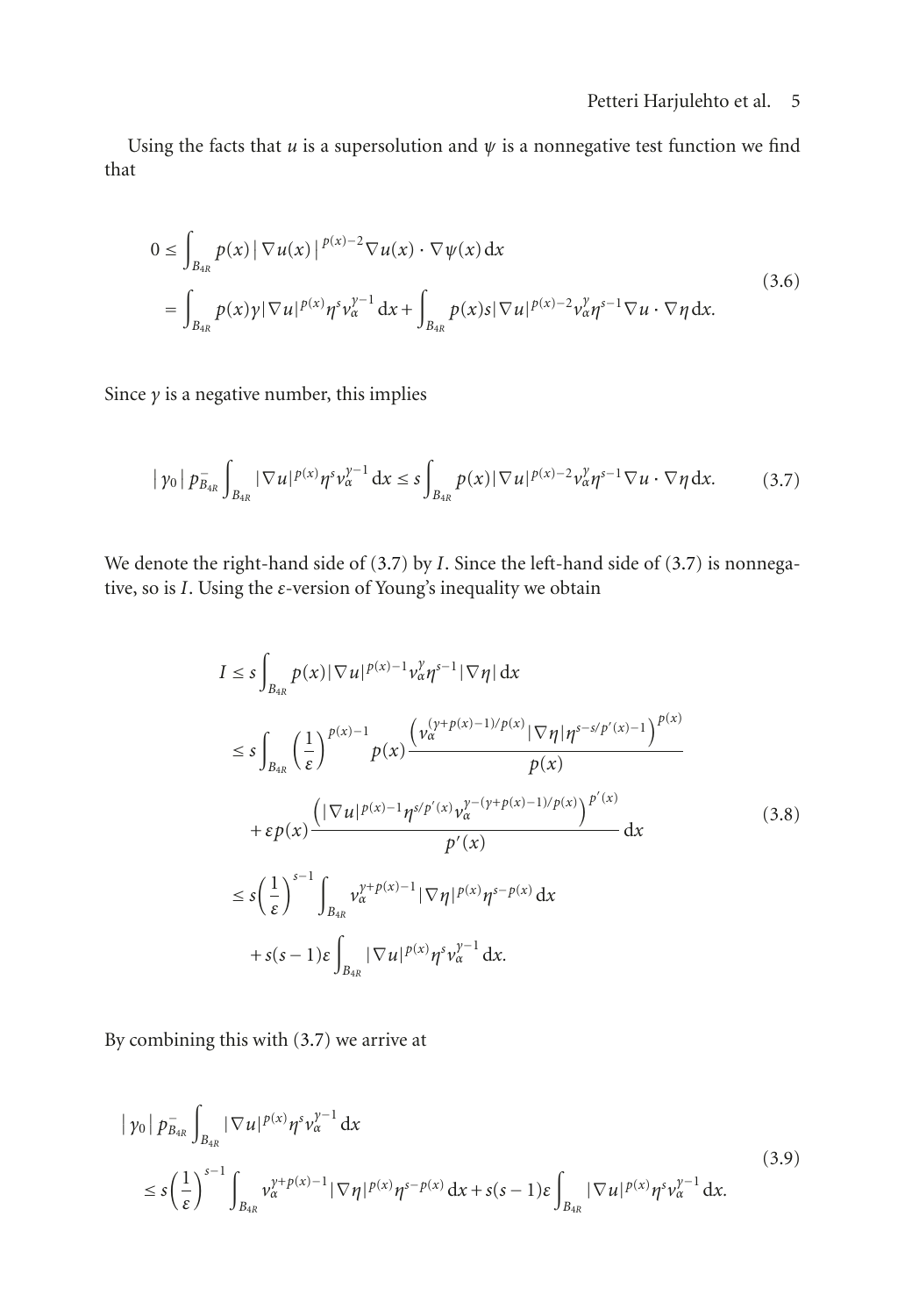Using the facts that $u$ is a supersolution and $\psi$ is a nonnegative test function we find that

$$
\begin{aligned}
0 &\leq \int_{B_{4R}} p(x) \left| \nabla u(x) \right|^{p(x)-2} \nabla u(x) \cdot \nabla \psi(x) \, \mathrm{d}x \\
&= \int_{B_{4R}} p(x) \gamma |\nabla u|^{p(x)} \eta^s v_\alpha^{\gamma-1} \, \mathrm{d}x + \int_{B_{4R}} p(x) s |\nabla u|^{p(x)-2} v_\alpha^\gamma \eta^{s-1} \nabla u \cdot \nabla \eta \, \mathrm{d}x.
\end{aligned}
\tag{3.6}
$$

Since $\gamma$ is a negative number, this implies

$$
|\gamma_0| \, p_{B_{4R}}^- \int_{B_{4R}} |\nabla u|^{p(x)} \eta^s v_\alpha^{\gamma-1} \, \mathrm{d}x \leq s \int_{B_{4R}} p(x) |\nabla u|^{p(x)-2} v_\alpha^\gamma \eta^{s-1} \nabla u \cdot \nabla \eta \, \mathrm{d}x.
\tag{3.7}
$$

We denote the right-hand side of (3.7) by $I$. Since the left-hand side of (3.7) is nonnegative, so is $I$. Using the $\varepsilon$-version of Young's inequality we obtain

$$
\begin{aligned}
I &\leq s \int_{B_{4R}} p(x) |\nabla u|^{p(x)-1} v_\alpha^\gamma \eta^{s-1} |\nabla \eta| \, \mathrm{d}x \\
&\leq s \int_{B_{4R}} \left( \frac{1}{\varepsilon} \right)^{p(x)-1} p(x) \frac{\left( v_\alpha^{(\gamma+p(x)-1)/p(x)} |\nabla \eta| \eta^{s-s/p'(x)-1} \right)^{p(x)}}{p(x)} \\
&\quad + \varepsilon p(x) \frac{\left( |\nabla u|^{p(x)-1} \eta^{s/p'(x)} v_\alpha^{\gamma-(\gamma+p(x)-1)/p(x)} \right)^{p'(x)}}{p'(x)} \, \mathrm{d}x \\
&\leq s \left( \frac{1}{\varepsilon} \right)^{s-1} \int_{B_{4R}} v_\alpha^{\gamma+p(x)-1} |\nabla \eta|^{p(x)} \eta^{s-p(x)} \, \mathrm{d}x \\
&\quad + s(s-1)\varepsilon \int_{B_{4R}} |\nabla u|^{p(x)} \eta^s v_\alpha^{\gamma-1} \, \mathrm{d}x.
\end{aligned}
\tag{3.8}
$$

By combining this with (3.7) we arrive at

$$
\begin{aligned}
&|\gamma_0| \, p_{B_{4R}}^- \int_{B_{4R}} |\nabla u|^{p(x)} \eta^s v_\alpha^{\gamma-1} \, \mathrm{d}x \\
&\quad \leq s \left( \frac{1}{\varepsilon} \right)^{s-1} \int_{B_{4R}} v_\alpha^{\gamma+p(x)-1} |\nabla \eta|^{p(x)} \eta^{s-p(x)} \, \mathrm{d}x + s(s-1)\varepsilon \int_{B_{4R}} |\nabla u|^{p(x)} \eta^s v_\alpha^{\gamma-1} \, \mathrm{d}x.
\end{aligned}
\tag{3.9}
$$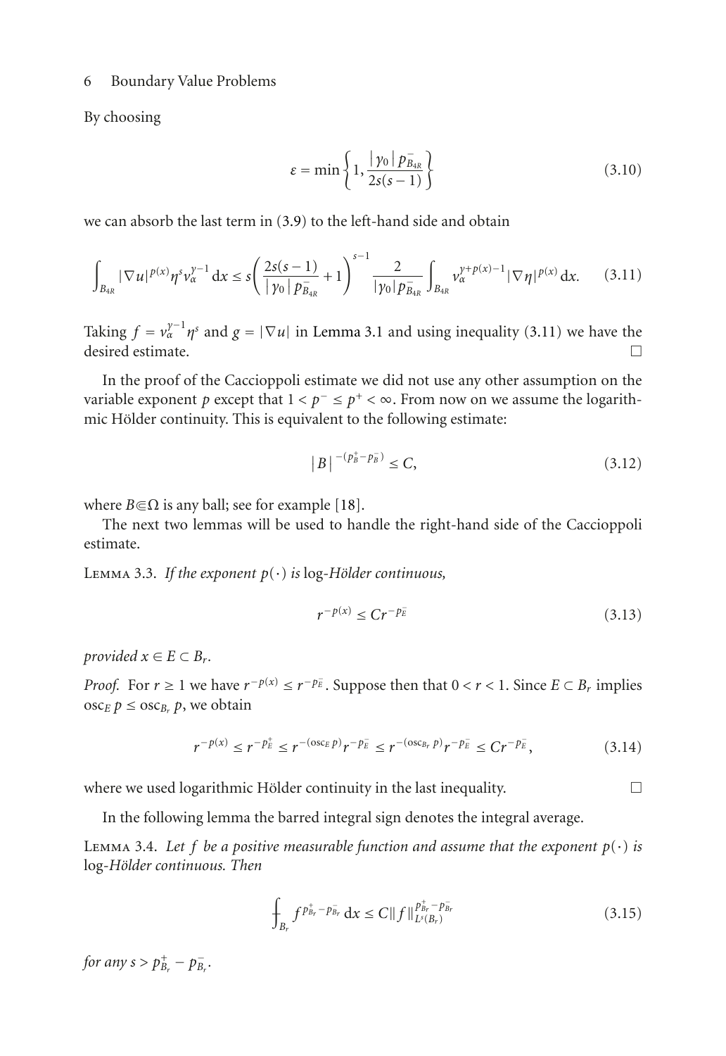By choosing

$$\varepsilon = \min\left\{1, \frac{|\gamma_0| \, p^-_{B_{4R}}}{2s(s-1)}\right\} \tag{3.10}$$

we can absorb the last term in (3.9) to the left-hand side and obtain

$$\int_{B_{4R}} |\nabla u|^{p(x)} \eta^s v_\alpha^{\gamma-1} \, \mathrm{d}x \leq s\left(\frac{2s(s-1)}{|\gamma_0| \, p^-_{B_{4R}}} + 1\right)^{s-1} \frac{2}{|\gamma_0| p^-_{B_{4R}}} \int_{B_{4R}} v_\alpha^{\gamma+p(x)-1} |\nabla \eta|^{p(x)} \, \mathrm{d}x. \tag{3.11}$$

Taking $f = v_\alpha^{\gamma-1}\eta^s$ and $g = |\nabla u|$ in Lemma 3.1 and using inequality (3.11) we have the desired estimate. □

In the proof of the Caccioppoli estimate we did not use any other assumption on the variable exponent $p$ except that $1 < p^- \leq p^+ < \infty$. From now on we assume the logarithmic Hölder continuity. This is equivalent to the following estimate:

$$|B|^{-(p_B^+ - p_B^-)} \leq C, \tag{3.12}$$

where $B \Subset \Omega$ is any ball; see for example [18].

The next two lemmas will be used to handle the right-hand side of the Caccioppoli estimate.

Lemma 3.3. *If the exponent $p(\cdot)$ is* log*-Hölder continuous,*

$$r^{-p(x)} \leq C r^{-p_E^-} \tag{3.13}$$

*provided $x \in E \subset B_r$.*

*Proof.* For $r \geq 1$ we have $r^{-p(x)} \leq r^{-p_E^-}$. Suppose then that $0 < r < 1$. Since $E \subset B_r$ implies $\operatorname{osc}_E p \leq \operatorname{osc}_{B_r} p$, we obtain

$$r^{-p(x)} \leq r^{-p_E^+} \leq r^{-(\operatorname{osc}_E p)} r^{-p_E^-} \leq r^{-(\operatorname{osc}_{B_r} p)} r^{-p_E^-} \leq C r^{-p_E^-}, \tag{3.14}$$

where we used logarithmic Hölder continuity in the last inequality. □

In the following lemma the barred integral sign denotes the integral average.

Lemma 3.4. *Let $f$ be a positive measurable function and assume that the exponent $p(\cdot)$ is* log*-Hölder continuous. Then*

$$\fint_{B_r} f^{p_{B_r}^+ - p_{B_r}^-} \, \mathrm{d}x \leq C \|f\|_{L^s(B_r)}^{p_{B_r}^+ - p_{B_r}^-} \tag{3.15}$$

*for any $s > p_{B_r}^+ - p_{B_r}^-$.*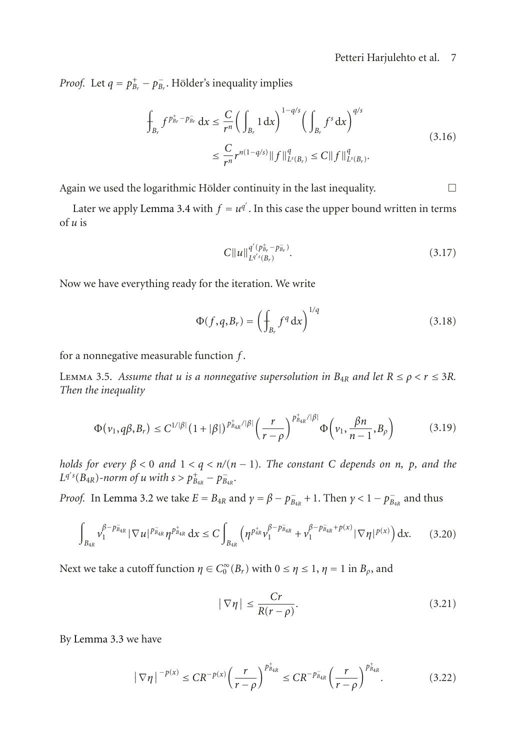*Proof.* Let $q = p^+_{B_r} - p^-_{B_r}$. Hölder's inequality implies

$$\fint_{B_r} f^{p^+_{B_r} - p^-_{B_r}}\,dx \le \frac{C}{r^n}\left(\int_{B_r} 1\,dx\right)^{1-q/s}\left(\int_{B_r} f^s\,dx\right)^{q/s} \le \frac{C}{r^n} r^{n(1-q/s)} \|f\|^q_{L^s(B_r)} \le C\|f\|^q_{L^s(B_r)}. \tag{3.16}$$

Again we used the logarithmic Hölder continuity in the last inequality. $\square$

Later we apply Lemma 3.4 with $f = u^{q'}$. In this case the upper bound written in terms of $u$ is

$$C\|u\|^{q'(p^+_{B_r} - p^-_{B_r})}_{L^{q's}(B_r)}. \tag{3.17}$$

Now we have everything ready for the iteration. We write

$$\Phi(f, q, B_r) = \left(\fint_{B_r} f^q\,dx\right)^{1/q} \tag{3.18}$$

for a nonnegative measurable function $f$.

Lemma 3.5. *Assume that $u$ is a nonnegative supersolution in $B_{4R}$ and let $R \le \rho < r \le 3R$. Then the inequality*

$$\Phi(v_1, q\beta, B_r) \le C^{1/|\beta|}(1+|\beta|)^{p^+_{B_{4R}}/|\beta|}\left(\frac{r}{r-\rho}\right)^{p^+_{B_{4R}}/|\beta|}\Phi\left(v_1, \frac{\beta n}{n-1}, B_\rho\right) \tag{3.19}$$

*holds for every $\beta < 0$ and $1 < q < n/(n-1)$. The constant $C$ depends on $n$, $p$, and the $L^{q's}(B_{4R})$-norm of $u$ with $s > p^+_{B_{4R}} - p^-_{B_{4R}}$.*

*Proof.* In Lemma 3.2 we take $E = B_{4R}$ and $\gamma = \beta - p^-_{B_{4R}} + 1$. Then $\gamma < 1 - p^-_{B_{4R}}$ and thus

$$\int_{B_{4R}} v_1^{\beta - p^-_{B_{4R}}} |\nabla u|^{p^-_{B_{4R}}} \eta^{p^+_{B_{4R}}}\,dx \le C\int_{B_{4R}}\left(\eta^{p^+_{4R}} v_1^{\beta - p^-_{B_{4R}}} + v_1^{\beta - p^-_{B_{4R}} + p(x)} |\nabla \eta|^{p(x)}\right)dx. \tag{3.20}$$

Next we take a cutoff function $\eta \in C_0^\infty(B_r)$ with $0 \le \eta \le 1$, $\eta = 1$ in $B_\rho$, and

$$|\nabla \eta| \le \frac{Cr}{R(r-\rho)}. \tag{3.21}$$

By Lemma 3.3 we have

$$|\nabla \eta|^{-p(x)} \le CR^{-p(x)}\left(\frac{r}{r-\rho}\right)^{p^+_{B_{4R}}} \le CR^{-p^-_{B_{4R}}}\left(\frac{r}{r-\rho}\right)^{p^+_{B_{4R}}}. \tag{3.22}$$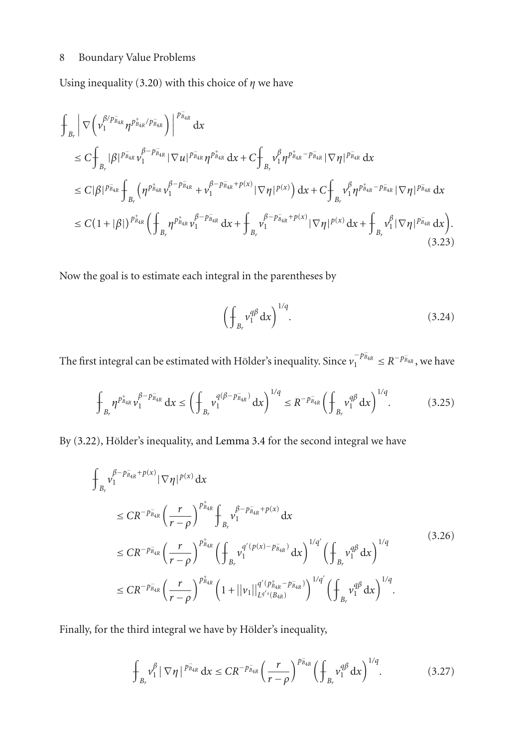Using inequality (3.20) with this choice of $\eta$ we have

$$
\begin{aligned}
&\fint_{B_r} \left| \nabla\left( v_1^{\beta/p^-_{B_{4R}}} \eta^{p^+_{B_{4R}}/p^-_{B_{4R}}} \right) \right|^{p^-_{B_{4R}}} \mathrm{d}x \\
&\quad \le C \fint_{B_r} |\beta|^{p^-_{B_{4R}}} v_1^{\beta - p^-_{B_{4R}}} |\nabla u|^{p^-_{B_{4R}}} \eta^{p^+_{B_{4R}}} \mathrm{d}x + C \fint_{B_r} v_1^{\beta} \eta^{p^+_{B_{4R}} - p^-_{B_{4R}}} |\nabla \eta|^{p^-_{B_{4R}}} \mathrm{d}x \\
&\quad \le C |\beta|^{p^-_{B_{4R}}} \fint_{B_r} \left( \eta^{p^+_{B_{4R}}} v_1^{\beta - p^-_{B_{4R}}} + v_1^{\beta - p^-_{B_{4R}} + p(x)} |\nabla \eta|^{p(x)} \right) \mathrm{d}x + C \fint_{B_r} v_1^{\beta} \eta^{p^+_{B_{4R}} - p^-_{B_{4R}}} |\nabla \eta|^{p^-_{B_{4R}}} \mathrm{d}x \\
&\quad \le C (1 + |\beta|)^{p^+_{B_{4R}}} \left( \fint_{B_r} \eta^{p^+_{B_{4R}}} v_1^{\beta - p^-_{B_{4R}}} \mathrm{d}x + \fint_{B_r} v_1^{\beta - p^-_{B_{4R}} + p(x)} |\nabla \eta|^{p(x)} \mathrm{d}x + \fint_{B_r} v_1^{\beta} |\nabla \eta|^{p^-_{B_{4R}}} \mathrm{d}x \right).
\end{aligned}
\tag{3.23}
$$

Now the goal is to estimate each integral in the parentheses by

$$
\left( \fint_{B_r} v_1^{q\beta} \mathrm{d}x \right)^{1/q}. \tag{3.24}
$$

The first integral can be estimated with Hölder's inequality. Since $v_1^{-p^-_{B_{4R}}} \le R^{-p^-_{B_{4R}}}$, we have

$$
\fint_{B_r} \eta^{p^+_{B_{4R}}} v_1^{\beta - p^-_{B_{4R}}} \mathrm{d}x \le \left( \fint_{B_r} v_1^{q(\beta - p^-_{B_{4R}})} \mathrm{d}x \right)^{1/q} \le R^{-p^-_{B_{4R}}} \left( \fint_{B_r} v_1^{q\beta} \mathrm{d}x \right)^{1/q}. \tag{3.25}
$$

By (3.22), Hölder's inequality, and Lemma 3.4 for the second integral we have

$$
\begin{aligned}
&\fint_{B_r} v_1^{\beta - p^-_{B_{4R}} + p(x)} |\nabla \eta|^{p(x)} \mathrm{d}x \\
&\quad \le C R^{-p^-_{B_{4R}}} \left( \frac{r}{r-\rho} \right)^{p^+_{B_{4R}}} \fint_{B_r} v_1^{\beta - p^-_{B_{4R}} + p(x)} \mathrm{d}x \\
&\quad \le C R^{-p^-_{B_{4R}}} \left( \frac{r}{r-\rho} \right)^{p^+_{B_{4R}}} \left( \fint_{B_r} v_1^{q'(p(x) - p^-_{B_{4R}})} \mathrm{d}x \right)^{1/q'} \left( \fint_{B_r} v_1^{q\beta} \mathrm{d}x \right)^{1/q} \\
&\quad \le C R^{-p^-_{B_{4R}}} \left( \frac{r}{r-\rho} \right)^{p^+_{B_{4R}}} \left( 1 + \|v_1\|_{L^{q's}(B_{4R})}^{q'(p^+_{B_{4R}} - p^-_{B_{4R}})} \right)^{1/q'} \left( \fint_{B_r} v_1^{q\beta} \mathrm{d}x \right)^{1/q}.
\end{aligned}
\tag{3.26}
$$

Finally, for the third integral we have by Hölder's inequality,

$$
\fint_{B_r} v_1^{\beta} |\nabla \eta|^{p^-_{B_{4R}}} \mathrm{d}x \le C R^{-p^-_{B_{4R}}} \left( \frac{r}{r-\rho} \right)^{p^-_{B_{4R}}} \left( \fint_{B_r} v_1^{q\beta} \mathrm{d}x \right)^{1/q}. \tag{3.27}
$$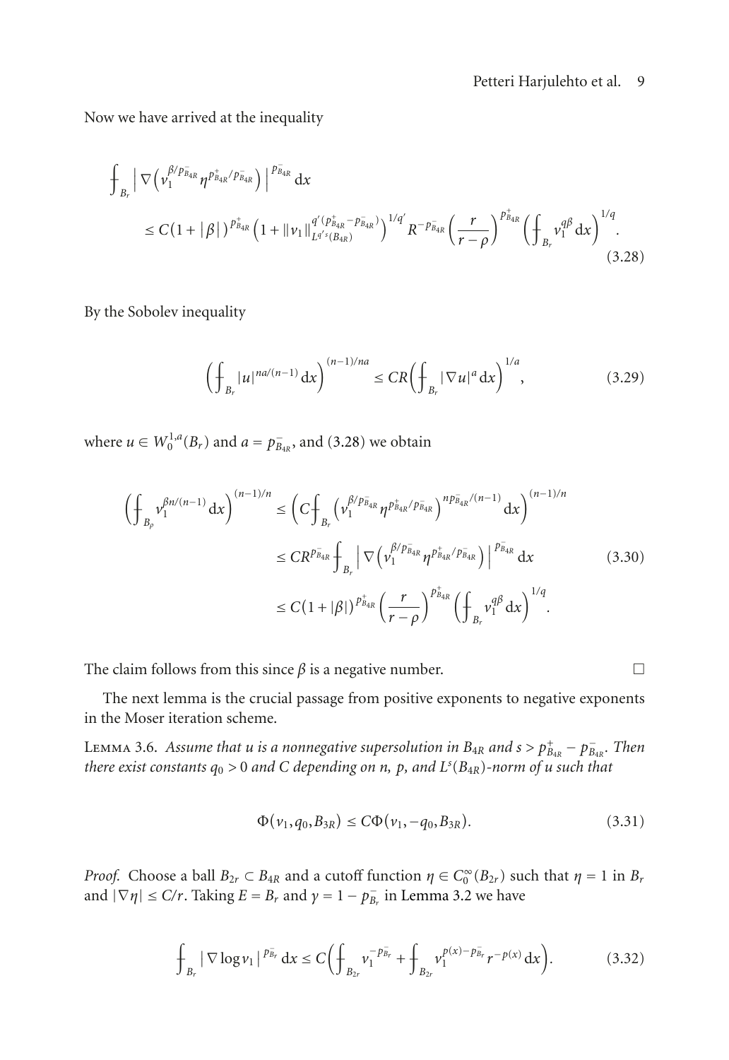Now we have arrived at the inequality

$$
\begin{aligned}
&\fint_{B_r} \Big| \nabla \Big( v_1^{\beta/p^-_{B_{4R}}} \eta^{p^+_{B_{4R}}/p^-_{B_{4R}}} \Big) \Big|^{p^-_{B_{4R}}} \mathrm{d}x \\
&\quad \le C(1+|\beta|)^{p^+_{B_{4R}}} \Big( 1 + \|v_1\|^{q'(p^+_{B_{4R}}-p^-_{B_{4R}})}_{L^{q's}(B_{4R})} \Big)^{1/q'} R^{-p^-_{B_{4R}}} \Big( \frac{r}{r-\rho} \Big)^{p^+_{B_{4R}}} \Big( \fint_{B_r} v_1^{q\beta} \mathrm{d}x \Big)^{1/q}.
\end{aligned}
\tag{3.28}
$$

By the Sobolev inequality

$$
\Big( \fint_{B_r} |u|^{na/(n-1)} \mathrm{d}x \Big)^{(n-1)/na} \le CR \Big( \fint_{B_r} |\nabla u|^a \mathrm{d}x \Big)^{1/a},
\tag{3.29}
$$

where $u \in W_0^{1,a}(B_r)$ and $a = p^-_{B_{4R}}$, and (3.28) we obtain

$$
\begin{aligned}
\Big( \fint_{B_\rho} v_1^{\beta n/(n-1)} \mathrm{d}x \Big)^{(n-1)/n} &\le \Big( C \fint_{B_r} \Big( v_1^{\beta/p^-_{B_{4R}}} \eta^{p^+_{B_{4R}}/p^-_{B_{4R}}} \Big)^{np^-_{B_{4R}}/(n-1)} \mathrm{d}x \Big)^{(n-1)/n} \\
&\le CR^{p^-_{B_{4R}}} \fint_{B_r} \Big| \nabla \Big( v_1^{\beta/p^-_{B_{4R}}} \eta^{p^+_{B_{4R}}/p^-_{B_{4R}}} \Big) \Big|^{p^-_{B_{4R}}} \mathrm{d}x \\
&\le C(1+|\beta|)^{p^+_{B_{4R}}} \Big( \frac{r}{r-\rho} \Big)^{p^+_{B_{4R}}} \Big( \fint_{B_r} v_1^{q\beta} \mathrm{d}x \Big)^{1/q}.
\end{aligned}
\tag{3.30}
$$

The claim follows from this since $\beta$ is a negative number. $\square$

The next lemma is the crucial passage from positive exponents to negative exponents in the Moser iteration scheme.

**Lemma 3.6.** *Assume that $u$ is a nonnegative supersolution in $B_{4R}$ and $s > p^+_{B_{4R}} - p^-_{B_{4R}}$. Then there exist constants $q_0 > 0$ and $C$ depending on $n$, $p$, and $L^s(B_{4R})$-norm of $u$ such that*

$$
\Phi(v_1, q_0, B_{3R}) \le C\Phi(v_1, -q_0, B_{3R}).
\tag{3.31}
$$

*Proof.* Choose a ball $B_{2r} \subset B_{4R}$ and a cutoff function $\eta \in C_0^\infty(B_{2r})$ such that $\eta = 1$ in $B_r$ and $|\nabla \eta| \le C/r$. Taking $E = B_r$ and $\gamma = 1 - p^-_{B_r}$ in Lemma 3.2 we have

$$
\fint_{B_r} |\nabla \log v_1|^{p^-_{B_r}} \mathrm{d}x \le C \Big( \fint_{B_{2r}} v_1^{-p^-_{B_r}} + \fint_{B_{2r}} v_1^{p(x)-p^-_{B_r}} r^{-p(x)} \mathrm{d}x \Big).
\tag{3.32}
$$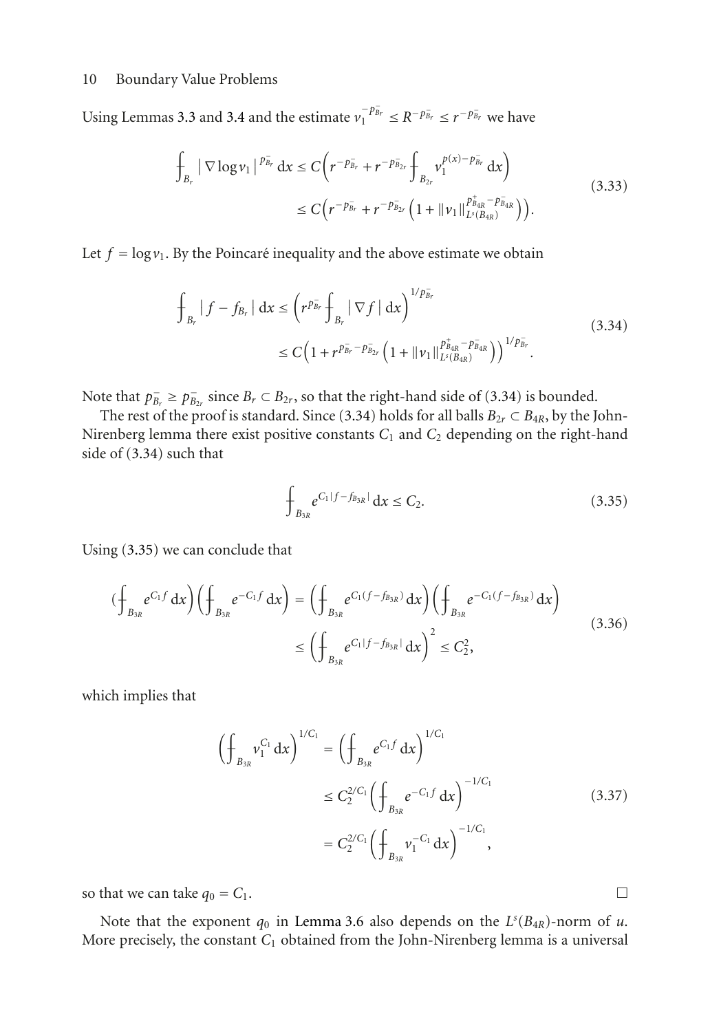Using Lemmas 3.3 and 3.4 and the estimate $v_1^{-p_{B_r}^-} \le R^{-p_{B_r}^-} \le r^{-p_{B_r}^-}$ we have

$$\fint_{B_r} |\nabla \log v_1|^{p_{B_r}^-} \, dx \le C\left(r^{-p_{B_r}^-} + r^{-p_{B_{2r}}^-} \fint_{B_{2r}} v_1^{p(x)-p_{B_r}^-} \, dx\right) \le C\left(r^{-p_{B_r}^-} + r^{-p_{B_{2r}}^-}\left(1 + \|v_1\|_{L^s(B_{4R})}^{p_{B_{4R}}^+ - p_{B_{4R}}^-}\right)\right). \tag{3.33}$$

Let $f = \log v_1$. By the Poincaré inequality and the above estimate we obtain

$$\fint_{B_r} |f - f_{B_r}| \, dx \le \left(r^{p_{B_r}^-} \fint_{B_r} |\nabla f| \, dx\right)^{1/p_{B_r}^-} \le C\left(1 + r^{p_{B_r}^- - p_{B_{2r}}^-}\left(1 + \|v_1\|_{L^s(B_{4R})}^{p_{B_{4R}}^+ - p_{B_{4R}}^-}\right)\right)^{1/p_{B_r}^-}. \tag{3.34}$$

Note that $p_{B_r}^- \ge p_{B_{2r}}^-$ since $B_r \subset B_{2r}$, so that the right-hand side of (3.34) is bounded.

The rest of the proof is standard. Since (3.34) holds for all balls $B_{2r} \subset B_{4R}$, by the John-Nirenberg lemma there exist positive constants $C_1$ and $C_2$ depending on the right-hand side of (3.34) such that

$$\fint_{B_{3R}} e^{C_1|f - f_{B_{3R}}|} \, dx \le C_2. \tag{3.35}$$

Using (3.35) we can conclude that

$$\left(\fint_{B_{3R}} e^{C_1 f} \, dx\right)\left(\fint_{B_{3R}} e^{-C_1 f} \, dx\right) = \left(\fint_{B_{3R}} e^{C_1(f - f_{B_{3R}})} \, dx\right)\left(\fint_{B_{3R}} e^{-C_1(f - f_{B_{3R}})} \, dx\right) \le \left(\fint_{B_{3R}} e^{C_1|f - f_{B_{3R}}|} \, dx\right)^2 \le C_2^2, \tag{3.36}$$

which implies that

$$\left(\fint_{B_{3R}} v_1^{C_1} \, dx\right)^{1/C_1} = \left(\fint_{B_{3R}} e^{C_1 f} \, dx\right)^{1/C_1} \le C_2^{2/C_1}\left(\fint_{B_{3R}} e^{-C_1 f} \, dx\right)^{-1/C_1} = C_2^{2/C_1}\left(\fint_{B_{3R}} v_1^{-C_1} \, dx\right)^{-1/C_1}, \tag{3.37}$$

so that we can take $q_0 = C_1$. □

Note that the exponent $q_0$ in Lemma 3.6 also depends on the $L^s(B_{4R})$-norm of $u$. More precisely, the constant $C_1$ obtained from the John-Nirenberg lemma is a universal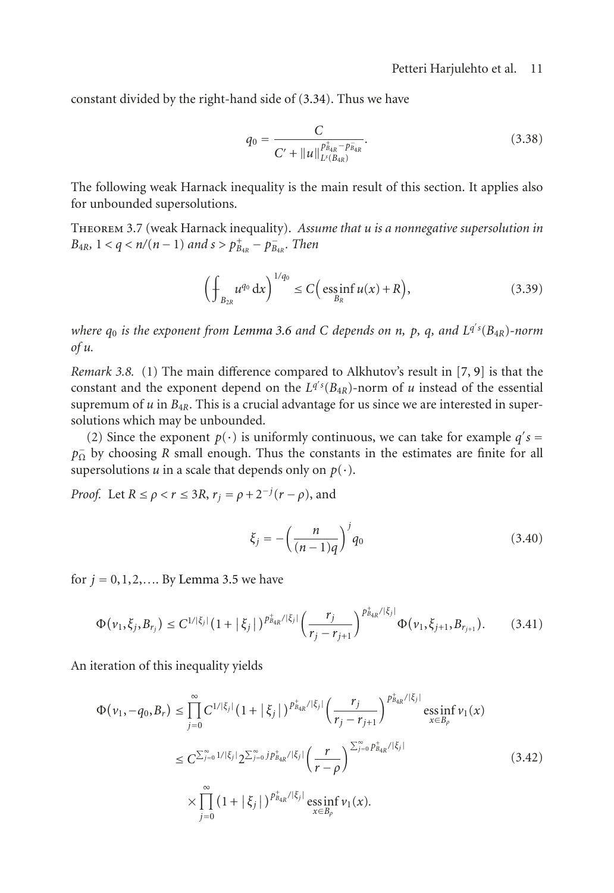constant divided by the right-hand side of (3.34). Thus we have

$$q_0 = \frac{C}{C' + \|u\|_{L^s(B_{4R})}^{p^+_{B_{4R}} - p^-_{B_{4R}}}}. \tag{3.38}$$

The following weak Harnack inequality is the main result of this section. It applies also for unbounded supersolutions.

**Theorem 3.7** (weak Harnack inequality). *Assume that $u$ is a nonnegative supersolution in $B_{4R}$, $1 < q < n/(n-1)$ and $s > p^+_{B_{4R}} - p^-_{B_{4R}}$. Then*

$$\left( \fint_{B_{2R}} u^{q_0}\, dx \right)^{1/q_0} \leq C\left( \operatorname*{ess\,inf}_{B_R} u(x) + R \right), \tag{3.39}$$

*where $q_0$ is the exponent from Lemma 3.6 and $C$ depends on $n$, $p$, $q$, and $L^{q's}(B_{4R})$-norm of $u$.*

*Remark 3.8.* (1) The main difference compared to Alkhutov's result in [7, 9] is that the constant and the exponent depend on the $L^{q's}(B_{4R})$-norm of $u$ instead of the essential supremum of $u$ in $B_{4R}$. This is a crucial advantage for us since we are interested in supersolutions which may be unbounded.

(2) Since the exponent $p(\cdot)$ is uniformly continuous, we can take for example $q's = p^-_\Omega$ by choosing $R$ small enough. Thus the constants in the estimates are finite for all supersolutions $u$ in a scale that depends only on $p(\cdot)$.

*Proof.* Let $R \leq \rho < r \leq 3R$, $r_j = \rho + 2^{-j}(r - \rho)$, and

$$\xi_j = -\left( \frac{n}{(n-1)q} \right)^j q_0 \tag{3.40}$$

for $j = 0, 1, 2, \ldots$. By Lemma 3.5 we have

$$\Phi(v_1, \xi_j, B_{r_j}) \leq C^{1/|\xi_j|}\left(1 + |\xi_j|\right)^{p^+_{B_{4R}}/|\xi_j|} \left( \frac{r_j}{r_j - r_{j+1}} \right)^{p^+_{B_{4R}}/|\xi_j|} \Phi(v_1, \xi_{j+1}, B_{r_{j+1}}). \tag{3.41}$$

An iteration of this inequality yields

$$\begin{aligned}
\Phi(v_1, -q_0, B_r) &\leq \prod_{j=0}^{\infty} C^{1/|\xi_j|}\left(1 + |\xi_j|\right)^{p^+_{B_{4R}}/|\xi_j|} \left( \frac{r_j}{r_j - r_{j+1}} \right)^{p^+_{B_{4R}}/|\xi_j|} \operatorname*{ess\,inf}_{x \in B_\rho} v_1(x) \\
&\leq C^{\sum_{j=0}^{\infty} 1/|\xi_j|} 2^{\sum_{j=0}^{\infty} j p^+_{B_{4R}}/|\xi_j|} \left( \frac{r}{r - \rho} \right)^{\sum_{j=0}^{\infty} p^+_{B_{4R}}/|\xi_j|} \\
&\quad \times \prod_{j=0}^{\infty} \left(1 + |\xi_j|\right)^{p^+_{B_{4R}}/|\xi_j|} \operatorname*{ess\,inf}_{x \in B_\rho} v_1(x).
\end{aligned} \tag{3.42}$$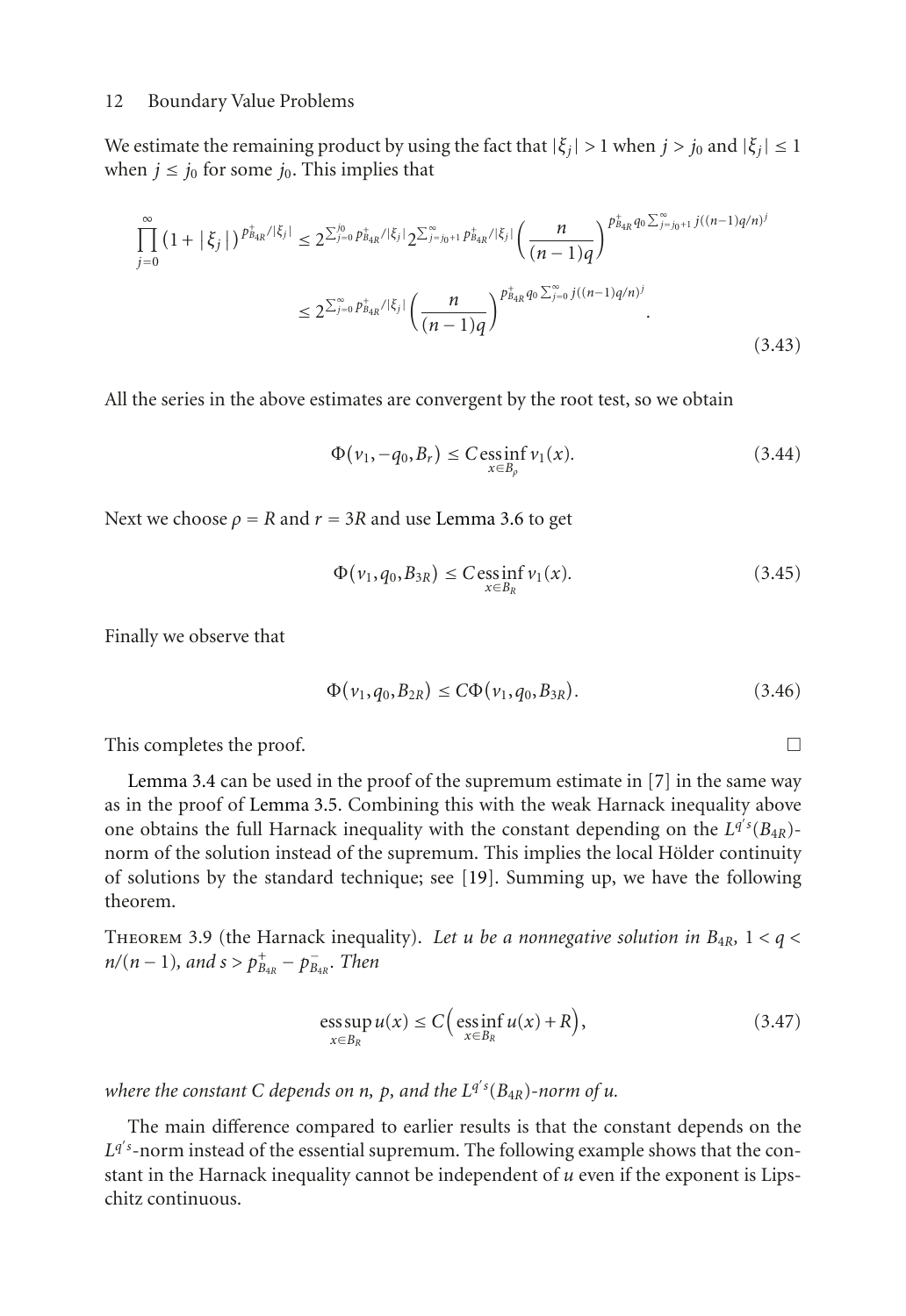We estimate the remaining product by using the fact that $|\xi_j| > 1$ when $j > j_0$ and $|\xi_j| \leq 1$ when $j \leq j_0$ for some $j_0$. This implies that

$$\prod_{j=0}^{\infty} (1+|\xi_j|)^{p^+_{B_{4R}}/|\xi_j|} \leq 2^{\sum_{j=0}^{j_0} p^+_{B_{4R}}/|\xi_j|} 2^{\sum_{j=j_0+1}^{\infty} p^+_{B_{4R}}/|\xi_j|} \left(\frac{n}{(n-1)q}\right)^{p^+_{B_{4R}} q_0 \sum_{j=j_0+1}^{\infty} j((n-1)q/n)^j}$$
$$\leq 2^{\sum_{j=0}^{\infty} p^+_{B_{4R}}/|\xi_j|} \left(\frac{n}{(n-1)q}\right)^{p^+_{B_{4R}} q_0 \sum_{j=0}^{\infty} j((n-1)q/n)^j}. \tag{3.43}$$

All the series in the above estimates are convergent by the root test, so we obtain

$$\Phi(v_1, -q_0, B_r) \leq C \operatorname*{ess\,inf}_{x \in B_\rho} v_1(x). \tag{3.44}$$

Next we choose $\rho = R$ and $r = 3R$ and use Lemma 3.6 to get

$$\Phi(v_1, q_0, B_{3R}) \leq C \operatorname*{ess\,inf}_{x \in B_R} v_1(x). \tag{3.45}$$

Finally we observe that

$$\Phi(v_1, q_0, B_{2R}) \leq C \Phi(v_1, q_0, B_{3R}). \tag{3.46}$$

This completes the proof. □

Lemma 3.4 can be used in the proof of the supremum estimate in [7] in the same way as in the proof of Lemma 3.5. Combining this with the weak Harnack inequality above one obtains the full Harnack inequality with the constant depending on the $L^{q's}(B_{4R})$-norm of the solution instead of the supremum. This implies the local Hölder continuity of solutions by the standard technique; see [19]. Summing up, we have the following theorem.

**Theorem 3.9** (the Harnack inequality). *Let $u$ be a nonnegative solution in $B_{4R}$, $1 < q < n/(n-1)$, and $s > p^+_{B_{4R}} - p^-_{B_{4R}}$. Then*

$$\operatorname*{ess\,sup}_{x \in B_R} u(x) \leq C\Big(\operatorname*{ess\,inf}_{x \in B_R} u(x) + R\Big), \tag{3.47}$$

*where the constant $C$ depends on $n$, $p$, and the $L^{q's}(B_{4R})$-norm of $u$.*

The main difference compared to earlier results is that the constant depends on the $L^{q's}$-norm instead of the essential supremum. The following example shows that the constant in the Harnack inequality cannot be independent of $u$ even if the exponent is Lipschitz continuous.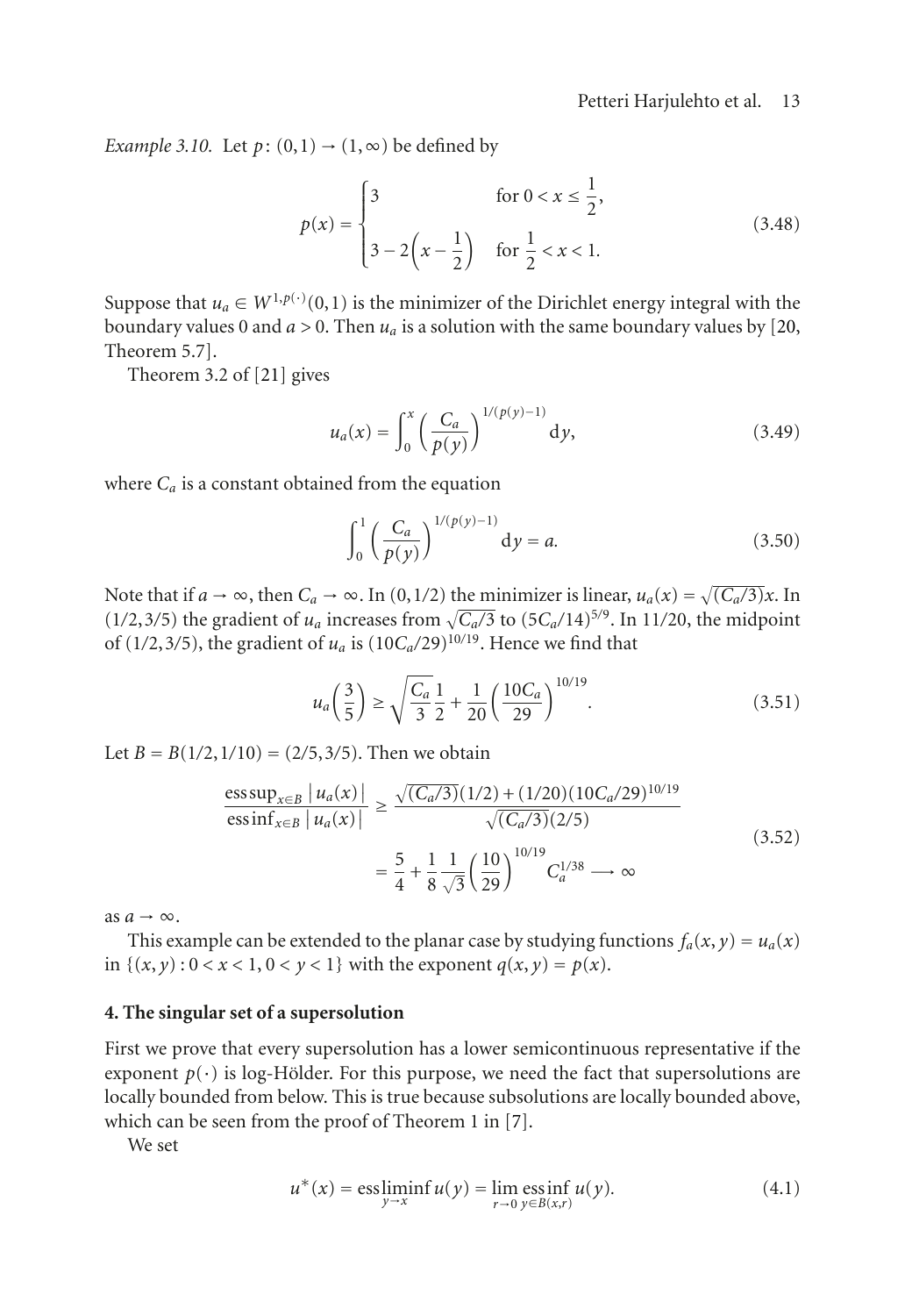*Example 3.10.* Let $p\colon (0,1) \to (1,\infty)$ be defined by

$$
p(x) = \begin{cases} 3 & \text{for } 0 < x \leq \dfrac{1}{2}, \\ 3 - 2\left(x - \dfrac{1}{2}\right) & \text{for } \dfrac{1}{2} < x < 1. \end{cases} \tag{3.48}
$$

Suppose that $u_a \in W^{1,p(\cdot)}(0,1)$ is the minimizer of the Dirichlet energy integral with the boundary values 0 and $a > 0$. Then $u_a$ is a solution with the same boundary values by [20, Theorem 5.7].

Theorem 3.2 of [21] gives

$$
u_a(x) = \int_0^x \left( \frac{C_a}{p(y)} \right)^{1/(p(y)-1)} \mathrm{d}y, \tag{3.49}
$$

where $C_a$ is a constant obtained from the equation

$$
\int_0^1 \left( \frac{C_a}{p(y)} \right)^{1/(p(y)-1)} \mathrm{d}y = a. \tag{3.50}
$$

Note that if $a \to \infty$, then $C_a \to \infty$. In $(0,1/2)$ the minimizer is linear, $u_a(x) = \sqrt{(C_a/3)}x$. In $(1/2, 3/5)$ the gradient of $u_a$ increases from $\sqrt{C_a/3}$ to $(5C_a/14)^{5/9}$. In $11/20$, the midpoint of $(1/2, 3/5)$, the gradient of $u_a$ is $(10C_a/29)^{10/19}$. Hence we find that

$$
u_a\left(\frac{3}{5}\right) \geq \sqrt{\frac{C_a}{3}}\frac{1}{2} + \frac{1}{20}\left(\frac{10C_a}{29}\right)^{10/19}. \tag{3.51}
$$

Let $B = B(1/2, 1/10) = (2/5, 3/5)$. Then we obtain

$$
\begin{aligned}
\frac{\operatorname{ess\,sup}_{x\in B} |u_a(x)|}{\operatorname{ess\,inf}_{x\in B} |u_a(x)|} &\geq \frac{\sqrt{(C_a/3)}(1/2) + (1/20)(10C_a/29)^{10/19}}{\sqrt{(C_a/3)}(2/5)} \\
&= \frac{5}{4} + \frac{1}{8}\frac{1}{\sqrt{3}}\left(\frac{10}{29}\right)^{10/19} C_a^{1/38} \longrightarrow \infty
\end{aligned} \tag{3.52}
$$

as $a \to \infty$.

This example can be extended to the planar case by studying functions $f_a(x,y) = u_a(x)$ in $\{(x,y) : 0 < x < 1, 0 < y < 1\}$ with the exponent $q(x,y) = p(x)$.

## 4. The singular set of a supersolution

First we prove that every supersolution has a lower semicontinuous representative if the exponent $p(\cdot)$ is log-Hölder. For this purpose, we need the fact that supersolutions are locally bounded from below. This is true because subsolutions are locally bounded above, which can be seen from the proof of Theorem 1 in [7].

We set

$$
u^*(x) = \operatorname*{ess\,lim\,inf}_{y\to x} u(y) = \lim_{r\to 0} \operatorname*{ess\,inf}_{y\in B(x,r)} u(y). \tag{4.1}
$$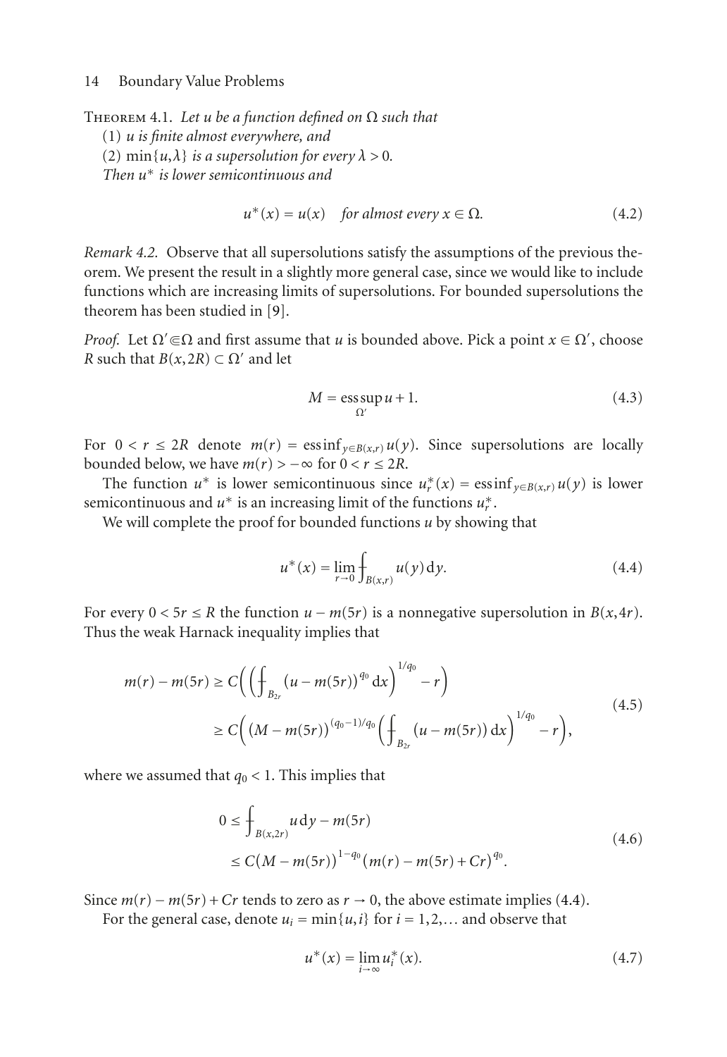Theorem 4.1. *Let $u$ be a function defined on $\Omega$ such that*

(1) *$u$ is finite almost everywhere, and*

(2) *$\min\{u,\lambda\}$ is a supersolution for every $\lambda > 0$.*

*Then $u^*$ is lower semicontinuous and*

$$u^*(x) = u(x) \quad \text{for almost every } x \in \Omega. \tag{4.2}$$

*Remark 4.2.* Observe that all supersolutions satisfy the assumptions of the previous theorem. We present the result in a slightly more general case, since we would like to include functions which are increasing limits of supersolutions. For bounded supersolutions the theorem has been studied in [9].

*Proof.* Let $\Omega' \Subset \Omega$ and first assume that $u$ is bounded above. Pick a point $x \in \Omega'$, choose $R$ such that $B(x,2R) \subset \Omega'$ and let

$$M = \operatorname*{ess\,sup}_{\Omega'} u + 1. \tag{4.3}$$

For $0 < r \leq 2R$ denote $m(r) = \operatorname{ess\,inf}_{y \in B(x,r)} u(y)$. Since supersolutions are locally bounded below, we have $m(r) > -\infty$ for $0 < r \leq 2R$.

The function $u^*$ is lower semicontinuous since $u_r^*(x) = \operatorname{ess\,inf}_{y \in B(x,r)} u(y)$ is lower semicontinuous and $u^*$ is an increasing limit of the functions $u_r^*$.

We will complete the proof for bounded functions $u$ by showing that

$$u^*(x) = \lim_{r \to 0} \fint_{B(x,r)} u(y)\,\mathrm{d}y. \tag{4.4}$$

For every $0 < 5r \leq R$ the function $u - m(5r)$ is a nonnegative supersolution in $B(x,4r)$. Thus the weak Harnack inequality implies that

$$\begin{aligned} m(r) - m(5r) &\geq C\bigg(\bigg(\fint_{B_{2r}} \big(u - m(5r)\big)^{q_0}\,\mathrm{d}x\bigg)^{1/q_0} - r\bigg) \\ &\geq C\bigg(\big(M - m(5r)\big)^{(q_0-1)/q_0}\bigg(\fint_{B_{2r}} \big(u - m(5r)\big)\,\mathrm{d}x\bigg)^{1/q_0} - r\bigg), \end{aligned} \tag{4.5}$$

where we assumed that $q_0 < 1$. This implies that

$$\begin{aligned} 0 &\leq \fint_{B(x,2r)} u\,\mathrm{d}y - m(5r) \\ &\leq C\big(M - m(5r)\big)^{1-q_0}\big(m(r) - m(5r) + Cr\big)^{q_0}. \end{aligned} \tag{4.6}$$

Since $m(r) - m(5r) + Cr$ tends to zero as $r \to 0$, the above estimate implies (4.4).

For the general case, denote $u_i = \min\{u,i\}$ for $i = 1,2,\ldots$ and observe that

$$u^*(x) = \lim_{i \to \infty} u_i^*(x). \tag{4.7}$$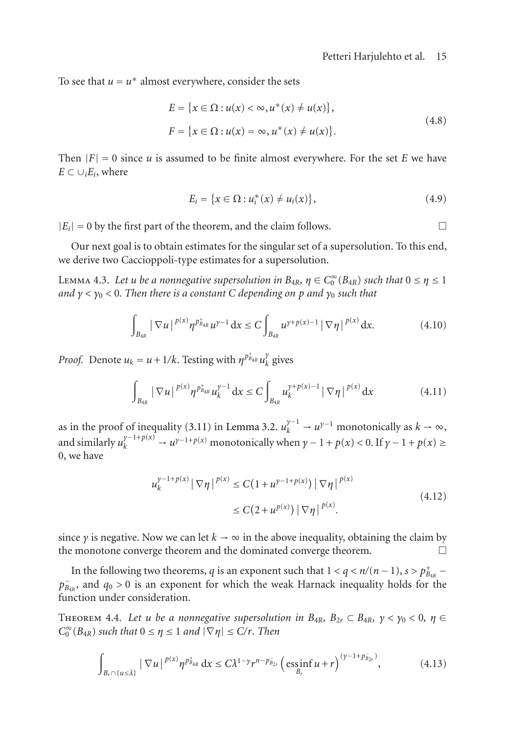To see that $u = u^*$ almost everywhere, consider the sets

$$E = \{x \in \Omega : u(x) < \infty, u^*(x) \neq u(x)\},$$
$$F = \{x \in \Omega : u(x) = \infty, u^*(x) \neq u(x)\}. \tag{4.8}$$

Then $|F| = 0$ since $u$ is assumed to be finite almost everywhere. For the set $E$ we have $E \subset \cup_i E_i$, where

$$E_i = \{x \in \Omega : u_i^*(x) \neq u_i(x)\}, \tag{4.9}$$

$|E_i| = 0$ by the first part of the theorem, and the claim follows. □

Our next goal is to obtain estimates for the singular set of a supersolution. To this end, we derive two Caccioppoli-type estimates for a supersolution.

**Lemma 4.3.** *Let $u$ be a nonnegative supersolution in $B_{4R}$, $\eta \in C_0^\infty(B_{4R})$ such that $0 \leq \eta \leq 1$ and $\gamma < \gamma_0 < 0$. Then there is a constant $C$ depending on $p$ and $\gamma_0$ such that*

$$\int_{B_{4R}} |\nabla u|^{p(x)} \eta^{p^+_{B_{4R}}} u^{\gamma-1}\, \mathrm{d}x \leq C \int_{B_{4R}} u^{\gamma+p(x)-1} |\nabla \eta|^{p(x)}\, \mathrm{d}x. \tag{4.10}$$

*Proof.* Denote $u_k = u + 1/k$. Testing with $\eta^{p^+_{B_{4R}}} u_k^\gamma$ gives

$$\int_{B_{4R}} |\nabla u|^{p(x)} \eta^{p^+_{B_{4R}}} u_k^{\gamma-1}\, \mathrm{d}x \leq C \int_{B_{4R}} u_k^{\gamma+p(x)-1} |\nabla \eta|^{p(x)}\, \mathrm{d}x \tag{4.11}$$

as in the proof of inequality (3.11) in Lemma 3.2. $u_k^{\gamma-1} \to u^{\gamma-1}$ monotonically as $k \to \infty$, and similarly $u_k^{\gamma-1+p(x)} \to u^{\gamma-1+p(x)}$ monotonically when $\gamma - 1 + p(x) < 0$. If $\gamma - 1 + p(x) \geq 0$, we have

$$\begin{aligned} u_k^{\gamma-1+p(x)} |\nabla \eta|^{p(x)} &\leq C\big(1 + u^{\gamma-1+p(x)}\big) |\nabla \eta|^{p(x)} \\ &\leq C\big(2 + u^{p(x)}\big) |\nabla \eta|^{p(x)}. \end{aligned} \tag{4.12}$$

since $\gamma$ is negative. Now we can let $k \to \infty$ in the above inequality, obtaining the claim by the monotone converge theorem and the dominated converge theorem. □

In the following two theorems, $q$ is an exponent such that $1 < q < n/(n-1)$, $s > p^+_{B_{4R}} - p^-_{B_{4R}}$, and $q_0 > 0$ is an exponent for which the weak Harnack inequality holds for the function under consideration.

**Theorem 4.4.** *Let $u$ be a nonnegative supersolution in $B_{4R}$, $B_{2r} \subset B_{4R}$, $\gamma < \gamma_0 < 0$, $\eta \in C_0^\infty(B_{4R})$ such that $0 \leq \eta \leq 1$ and $|\nabla \eta| \leq C/r$. Then*

$$\int_{B_r \cap \{u \leq \lambda\}} |\nabla u|^{p(x)} \eta^{p^+_{B_{4R}}}\, \mathrm{d}x \leq C \lambda^{1-\gamma} r^{n - p^-_{B_{2r}}} \Big(\operatorname*{ess\,inf}_{B_r} u + r\Big)^{(\gamma - 1 + p^-_{B_{2r}})}, \tag{4.13}$$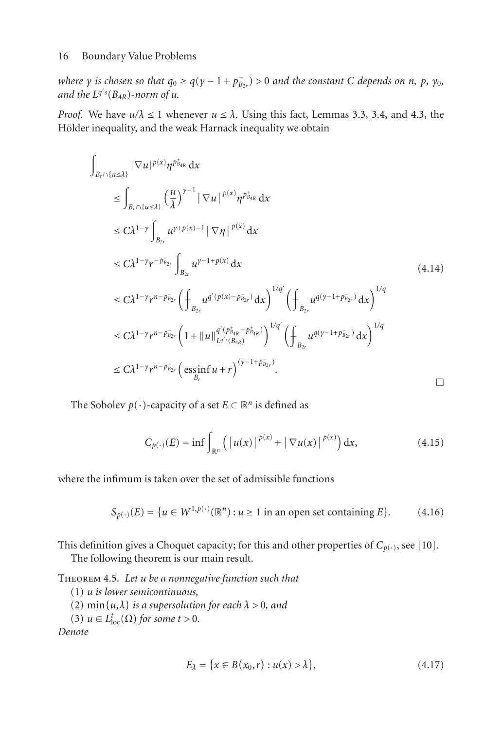*where $\gamma$ is chosen so that $q_0 \geq q(\gamma - 1 + p^-_{B_{2r}}) > 0$ and the constant $C$ depends on $n$, $p$, $\gamma_0$, and the $L^{q's}(B_{4R})$-norm of $u$.*

*Proof.* We have $u/\lambda \leq 1$ whenever $u \leq \lambda$. Using this fact, Lemmas 3.3, 3.4, and 4.3, the Hölder inequality, and the weak Harnack inequality we obtain

$$
\begin{aligned}
\int_{B_r \cap \{u \leq \lambda\}} &|\nabla u|^{p(x)} \eta^{p^+_{B_{4R}}} \,\mathrm{d}x \\
&\leq \int_{B_r \cap \{u \leq \lambda\}} \left(\frac{u}{\lambda}\right)^{\gamma - 1} |\nabla u|^{p(x)} \eta^{p^+_{B_{4R}}} \,\mathrm{d}x \\
&\leq C\lambda^{1-\gamma} \int_{B_{2r}} u^{\gamma + p(x) - 1} |\nabla \eta|^{p(x)} \,\mathrm{d}x \\
&\leq C\lambda^{1-\gamma} r^{-p^-_{B_{2r}}} \int_{B_{2r}} u^{\gamma - 1 + p(x)} \,\mathrm{d}x \\
&\leq C\lambda^{1-\gamma} r^{n - p^-_{B_{2r}}} \left( \fint_{B_{2r}} u^{q'(p(x) - p^-_{B_{2r}})} \,\mathrm{d}x \right)^{1/q'} \left( \fint_{B_{2r}} u^{q(\gamma - 1 + p^-_{B_{2r}})} \,\mathrm{d}x \right)^{1/q} \\
&\leq C\lambda^{1-\gamma} r^{n - p^-_{B_{2r}}} \left( 1 + \|u\|^{q'(p^+_{B_{4R}} - p^+_{B_{4R}})}_{L^{q's}(B_{4R})} \right)^{1/q'} \left( \fint_{B_{2r}} u^{q(\gamma - 1 + p^-_{B_{2r}})} \,\mathrm{d}x \right)^{1/q} \\
&\leq C\lambda^{1-\gamma} r^{n - p^-_{B_{2r}}} \left( \operatorname*{ess\,inf}_{B_r} u + r \right)^{(\gamma - 1 + p^-_{B_{2r}})}.
\end{aligned}
\tag{4.14}
$$

□

The Sobolev $p(\cdot)$-capacity of a set $E \subset \mathbb{R}^n$ is defined as

$$
C_{p(\cdot)}(E) = \inf \int_{\mathbb{R}^n} \left( |u(x)|^{p(x)} + |\nabla u(x)|^{p(x)} \right) \mathrm{d}x,
\tag{4.15}
$$

where the infimum is taken over the set of admissible functions

$$
S_{p(\cdot)}(E) = \{ u \in W^{1,p(\cdot)}(\mathbb{R}^n) : u \geq 1 \text{ in an open set containing } E \}.
\tag{4.16}
$$

This definition gives a Choquet capacity; for this and other properties of $C_{p(\cdot)}$, see [10].

The following theorem is our main result.

Theorem 4.5. *Let $u$ be a nonnegative function such that*

(1) *$u$ is lower semicontinuous,*

(2) *$\min\{u, \lambda\}$ is a supersolution for each $\lambda > 0$, and*

(3) *$u \in L^t_{\mathrm{loc}}(\Omega)$ for some $t > 0$.*

*Denote*

$$
E_\lambda = \{ x \in B(x_0, r) : u(x) > \lambda \},
\tag{4.17}
$$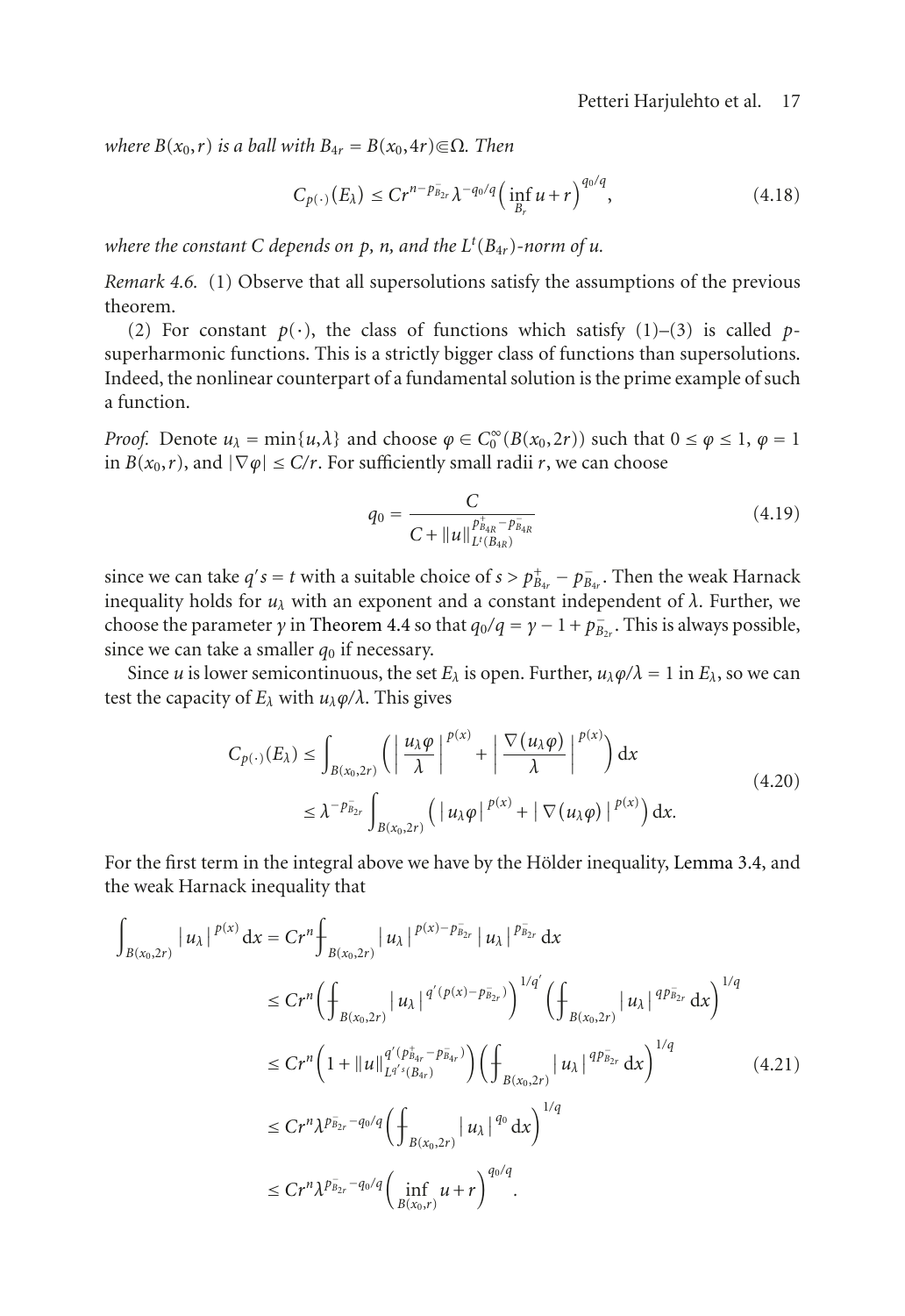*where $B(x_0,r)$ is a ball with $B_{4r} = B(x_0,4r) \Subset \Omega$. Then*

$$C_{p(\cdot)}(E_\lambda) \le C r^{n-p^-_{B_{2r}}} \lambda^{-q_0/q} \Big( \inf_{B_r} u + r \Big)^{q_0/q}, \tag{4.18}$$

*where the constant $C$ depends on $p$, $n$, and the $L^t(B_{4r})$-norm of $u$.*

*Remark 4.6.* (1) Observe that all supersolutions satisfy the assumptions of the previous theorem.

(2) For constant $p(\cdot)$, the class of functions which satisfy (1)–(3) is called $p$-superharmonic functions. This is a strictly bigger class of functions than supersolutions. Indeed, the nonlinear counterpart of a fundamental solution is the prime example of such a function.

*Proof.* Denote $u_\lambda = \min\{u,\lambda\}$ and choose $\varphi \in C_0^\infty(B(x_0,2r))$ such that $0 \le \varphi \le 1$, $\varphi = 1$ in $B(x_0,r)$, and $|\nabla \varphi| \le C/r$. For sufficiently small radii $r$, we can choose

$$q_0 = \frac{C}{C + \|u\|_{L^t(B_{4R})}^{p^+_{B_{4R}} - p^-_{B_{4R}}}} \tag{4.19}$$

since we can take $q's = t$ with a suitable choice of $s > p^+_{B_{4r}} - p^-_{B_{4r}}$. Then the weak Harnack inequality holds for $u_\lambda$ with an exponent and a constant independent of $\lambda$. Further, we choose the parameter $\gamma$ in Theorem 4.4 so that $q_0/q = \gamma - 1 + p^-_{B_{2r}}$. This is always possible, since we can take a smaller $q_0$ if necessary.

Since $u$ is lower semicontinuous, the set $E_\lambda$ is open. Further, $u_\lambda \varphi/\lambda = 1$ in $E_\lambda$, so we can test the capacity of $E_\lambda$ with $u_\lambda\varphi/\lambda$. This gives

$$\begin{aligned} C_{p(\cdot)}(E_\lambda) &\le \int_{B(x_0,2r)} \bigg( \Big| \frac{u_\lambda \varphi}{\lambda} \Big|^{p(x)} + \Big| \frac{\nabla(u_\lambda\varphi)}{\lambda} \Big|^{p(x)} \bigg) \mathrm{d}x \\ &\le \lambda^{-p^-_{B_{2r}}} \int_{B(x_0,2r)} \Big( |u_\lambda \varphi|^{p(x)} + |\nabla(u_\lambda\varphi)|^{p(x)} \Big) \mathrm{d}x. \end{aligned} \tag{4.20}$$

For the first term in the integral above we have by the Hölder inequality, Lemma 3.4, and the weak Harnack inequality that

$$\begin{aligned} \int_{B(x_0,2r)} |u_\lambda|^{p(x)} \mathrm{d}x &= C r^n \fint_{B(x_0,2r)} |u_\lambda|^{p(x)-p^-_{B_{2r}}} |u_\lambda|^{p^-_{B_{2r}}} \mathrm{d}x \\ &\le C r^n \bigg( \fint_{B(x_0,2r)} |u_\lambda|^{q'(p(x)-p^-_{B_{2r}})} \bigg)^{1/q'} \bigg( \fint_{B(x_0,2r)} |u_\lambda|^{q p^-_{B_{2r}}} \mathrm{d}x \bigg)^{1/q} \\ &\le C r^n \Big( 1 + \|u\|_{L^{q's}(B_{4r})}^{q'(p^+_{B_{4r}} - p^-_{B_{4r}})} \Big) \bigg( \fint_{B(x_0,2r)} |u_\lambda|^{q p^-_{B_{2r}}} \mathrm{d}x \bigg)^{1/q} \\ &\le C r^n \lambda^{p^-_{B_{2r}} - q_0/q} \bigg( \fint_{B(x_0,2r)} |u_\lambda|^{q_0} \mathrm{d}x \bigg)^{1/q} \\ &\le C r^n \lambda^{p^-_{B_{2r}} - q_0/q} \Big( \inf_{B(x_0,r)} u + r \Big)^{q_0/q}. \end{aligned} \tag{4.21}$$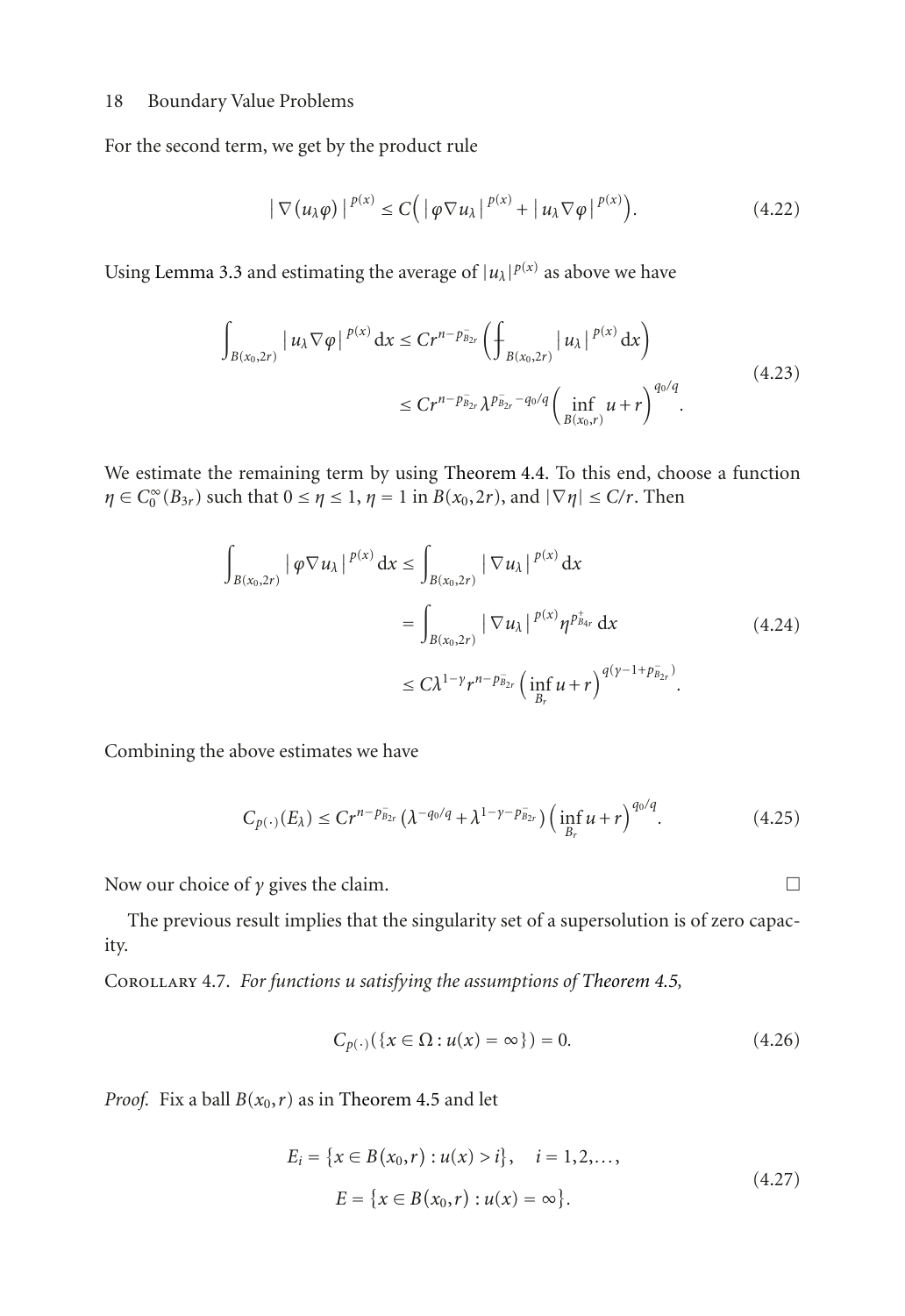For the second term, we get by the product rule

$$|\nabla(u_\lambda \varphi)|^{p(x)} \leq C\Big(|\varphi \nabla u_\lambda|^{p(x)} + |u_\lambda \nabla \varphi|^{p(x)}\Big). \tag{4.22}$$

Using Lemma 3.3 and estimating the average of $|u_\lambda|^{p(x)}$ as above we have

$$\begin{aligned} \int_{B(x_0,2r)} |u_\lambda \nabla \varphi|^{p(x)}\,\mathrm{d}x &\leq C r^{n-p^-_{B_{2r}}} \left( \fint_{B(x_0,2r)} |u_\lambda|^{p(x)}\,\mathrm{d}x \right) \\ &\leq C r^{n-p^-_{B_{2r}}} \lambda^{p^-_{B_{2r}} - q_0/q} \left( \inf_{B(x_0,r)} u + r \right)^{q_0/q}. \end{aligned} \tag{4.23}$$

We estimate the remaining term by using Theorem 4.4. To this end, choose a function $\eta \in C_0^\infty(B_{3r})$ such that $0 \leq \eta \leq 1$, $\eta = 1$ in $B(x_0,2r)$, and $|\nabla \eta| \leq C/r$. Then

$$\begin{aligned} \int_{B(x_0,2r)} |\varphi \nabla u_\lambda|^{p(x)}\,\mathrm{d}x &\leq \int_{B(x_0,2r)} |\nabla u_\lambda|^{p(x)}\,\mathrm{d}x \\ &= \int_{B(x_0,2r)} |\nabla u_\lambda|^{p(x)} \eta^{p^+_{B_{4r}}}\,\mathrm{d}x \\ &\leq C \lambda^{1-\gamma} r^{n-p^-_{B_{2r}}} \Big( \inf_{B_r} u + r \Big)^{q(\gamma - 1 + p^-_{B_{2r}})}. \end{aligned} \tag{4.24}$$

Combining the above estimates we have

$$C_{p(\cdot)}(E_\lambda) \leq C r^{n-p^-_{B_{2r}}} \big( \lambda^{-q_0/q} + \lambda^{1-\gamma-p^-_{B_{2r}}} \big) \Big( \inf_{B_r} u + r \Big)^{q_0/q}. \tag{4.25}$$

Now our choice of $\gamma$ gives the claim. $\square$

The previous result implies that the singularity set of a supersolution is of zero capacity.

Corollary 4.7. *For functions u satisfying the assumptions of Theorem 4.5,*

$$C_{p(\cdot)}(\{x \in \Omega : u(x) = \infty\}) = 0. \tag{4.26}$$

*Proof.* Fix a ball $B(x_0,r)$ as in Theorem 4.5 and let

$$\begin{aligned} E_i &= \{x \in B(x_0,r) : u(x) > i\}, \quad i = 1,2,\ldots, \\ E &= \{x \in B(x_0,r) : u(x) = \infty\}. \end{aligned} \tag{4.27}$$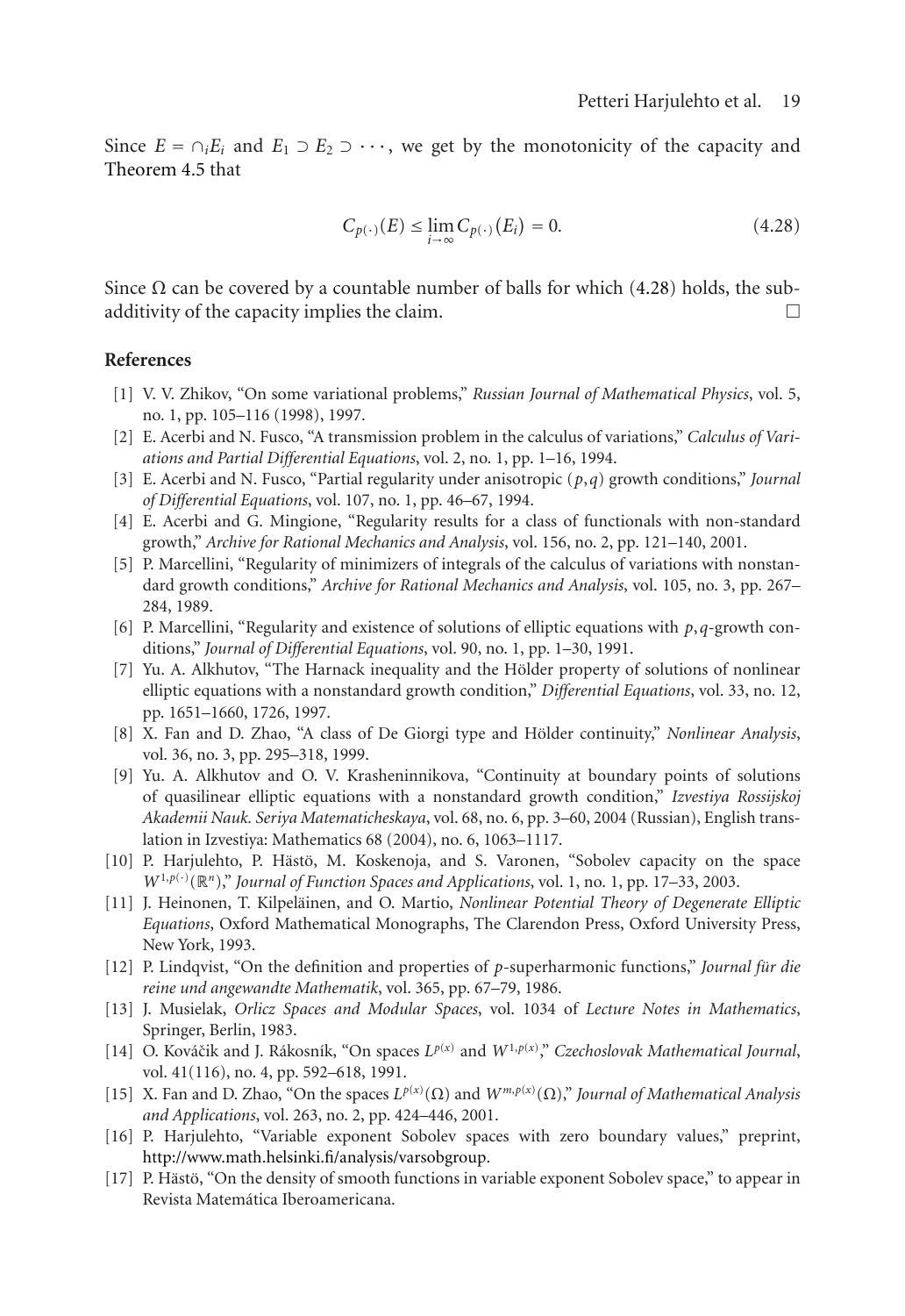Since $E = \cap_i E_i$ and $E_1 \supset E_2 \supset \cdots$, we get by the monotonicity of the capacity and Theorem 4.5 that

$$C_{p(\cdot)}(E) \leq \lim_{i\to\infty} C_{p(\cdot)}(E_i) = 0. \tag{4.28}$$

Since $\Omega$ can be covered by a countable number of balls for which (4.28) holds, the subadditivity of the capacity implies the claim. □

## References

[1] V. V. Zhikov, "On some variational problems," *Russian Journal of Mathematical Physics*, vol. 5, no. 1, pp. 105–116 (1998), 1997.

[2] E. Acerbi and N. Fusco, "A transmission problem in the calculus of variations," *Calculus of Variations and Partial Differential Equations*, vol. 2, no. 1, pp. 1–16, 1994.

[3] E. Acerbi and N. Fusco, "Partial regularity under anisotropic $(p,q)$ growth conditions," *Journal of Differential Equations*, vol. 107, no. 1, pp. 46–67, 1994.

[4] E. Acerbi and G. Mingione, "Regularity results for a class of functionals with non-standard growth," *Archive for Rational Mechanics and Analysis*, vol. 156, no. 2, pp. 121–140, 2001.

[5] P. Marcellini, "Regularity of minimizers of integrals of the calculus of variations with nonstandard growth conditions," *Archive for Rational Mechanics and Analysis*, vol. 105, no. 3, pp. 267–284, 1989.

[6] P. Marcellini, "Regularity and existence of solutions of elliptic equations with $p,q$-growth conditions," *Journal of Differential Equations*, vol. 90, no. 1, pp. 1–30, 1991.

[7] Yu. A. Alkhutov, "The Harnack inequality and the Hölder property of solutions of nonlinear elliptic equations with a nonstandard growth condition," *Differential Equations*, vol. 33, no. 12, pp. 1651–1660, 1726, 1997.

[8] X. Fan and D. Zhao, "A class of De Giorgi type and Hölder continuity," *Nonlinear Analysis*, vol. 36, no. 3, pp. 295–318, 1999.

[9] Yu. A. Alkhutov and O. V. Krasheninnikova, "Continuity at boundary points of solutions of quasilinear elliptic equations with a nonstandard growth condition," *Izvestiya Rossijskoj Akademii Nauk. Seriya Matematicheskaya*, vol. 68, no. 6, pp. 3–60, 2004 (Russian), English translation in Izvestiya: Mathematics 68 (2004), no. 6, 1063–1117.

[10] P. Harjulehto, P. Hästö, M. Koskenoja, and S. Varonen, "Sobolev capacity on the space $W^{1,p(\cdot)}(\mathbb{R}^n)$," *Journal of Function Spaces and Applications*, vol. 1, no. 1, pp. 17–33, 2003.

[11] J. Heinonen, T. Kilpeläinen, and O. Martio, *Nonlinear Potential Theory of Degenerate Elliptic Equations*, Oxford Mathematical Monographs, The Clarendon Press, Oxford University Press, New York, 1993.

[12] P. Lindqvist, "On the definition and properties of $p$-superharmonic functions," *Journal für die reine und angewandte Mathematik*, vol. 365, pp. 67–79, 1986.

[13] J. Musielak, *Orlicz Spaces and Modular Spaces*, vol. 1034 of *Lecture Notes in Mathematics*, Springer, Berlin, 1983.

[14] O. Kováčik and J. Rákosník, "On spaces $L^{p(x)}$ and $W^{1,p(x)}$," *Czechoslovak Mathematical Journal*, vol. 41(116), no. 4, pp. 592–618, 1991.

[15] X. Fan and D. Zhao, "On the spaces $L^{p(x)}(\Omega)$ and $W^{m,p(x)}(\Omega)$," *Journal of Mathematical Analysis and Applications*, vol. 263, no. 2, pp. 424–446, 2001.

[16] P. Harjulehto, "Variable exponent Sobolev spaces with zero boundary values," preprint, http://www.math.helsinki.fi/analysis/varsobgroup.

[17] P. Hästö, "On the density of smooth functions in variable exponent Sobolev space," to appear in Revista Matemática Iberoamericana.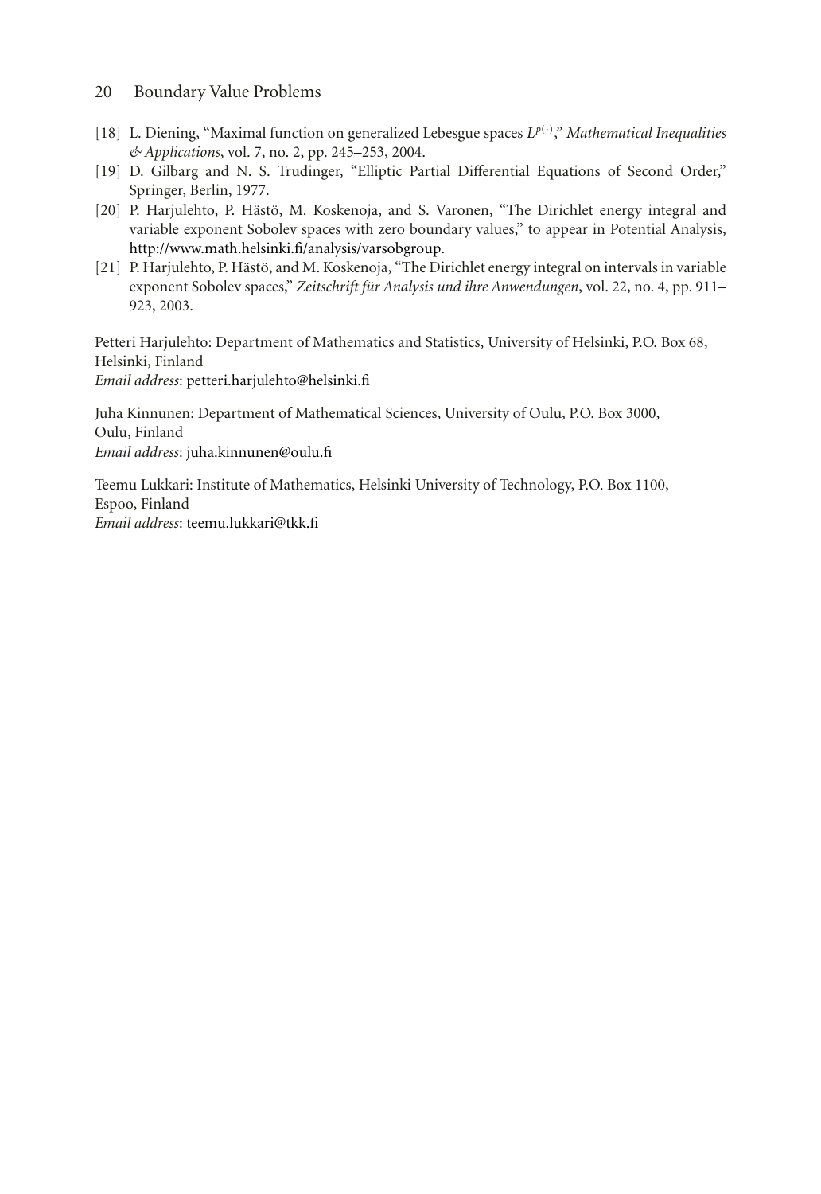[18] L. Diening, "Maximal function on generalized Lebesgue spaces $L^{p(\cdot)}$," *Mathematical Inequalities & Applications*, vol. 7, no. 2, pp. 245–253, 2004.

[19] D. Gilbarg and N. S. Trudinger, "Elliptic Partial Differential Equations of Second Order," Springer, Berlin, 1977.

[20] P. Harjulehto, P. Hästö, M. Koskenoja, and S. Varonen, "The Dirichlet energy integral and variable exponent Sobolev spaces with zero boundary values," to appear in Potential Analysis, http://www.math.helsinki.fi/analysis/varsobgroup.

[21] P. Harjulehto, P. Hästö, and M. Koskenoja, "The Dirichlet energy integral on intervals in variable exponent Sobolev spaces," *Zeitschrift für Analysis und ihre Anwendungen*, vol. 22, no. 4, pp. 911–923, 2003.

Petteri Harjulehto: Department of Mathematics and Statistics, University of Helsinki, P.O. Box 68, Helsinki, Finland
*Email address*: petteri.harjulehto@helsinki.fi

Juha Kinnunen: Department of Mathematical Sciences, University of Oulu, P.O. Box 3000, Oulu, Finland
*Email address*: juha.kinnunen@oulu.fi

Teemu Lukkari: Institute of Mathematics, Helsinki University of Technology, P.O. Box 1100, Espoo, Finland
*Email address*: teemu.lukkari@tkk.fi